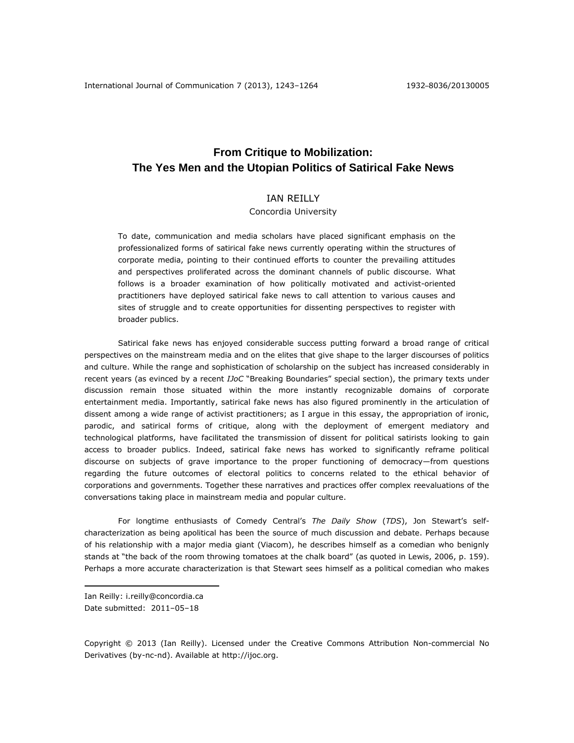# From Critique to Mobilization: The Yes Men and the Utopian Politics of Satirical Fake News

IAN REILLY
Concordia University

To date, communication and media scholars have placed significant emphasis on the professionalized forms of satirical fake news currently operating within the structures of corporate media, pointing to their continued efforts to counter the prevailing attitudes and perspectives proliferated across the dominant channels of public discourse. What follows is a broader examination of how politically motivated and activist-oriented practitioners have deployed satirical fake news to call attention to various causes and sites of struggle and to create opportunities for dissenting perspectives to register with broader publics.

Satirical fake news has enjoyed considerable success putting forward a broad range of critical perspectives on the mainstream media and on the elites that give shape to the larger discourses of politics and culture. While the range and sophistication of scholarship on the subject has increased considerably in recent years (as evinced by a recent *IJoC* "Breaking Boundaries" special section), the primary texts under discussion remain those situated within the more instantly recognizable domains of corporate entertainment media. Importantly, satirical fake news has also figured prominently in the articulation of dissent among a wide range of activist practitioners; as I argue in this essay, the appropriation of ironic, parodic, and satirical forms of critique, along with the deployment of emergent mediatory and technological platforms, have facilitated the transmission of dissent for political satirists looking to gain access to broader publics. Indeed, satirical fake news has worked to significantly reframe political discourse on subjects of grave importance to the proper functioning of democracy—from questions regarding the future outcomes of electoral politics to concerns related to the ethical behavior of corporations and governments. Together these narratives and practices offer complex reevaluations of the conversations taking place in mainstream media and popular culture.

For longtime enthusiasts of Comedy Central's *The Daily Show* (*TDS*), Jon Stewart's self-characterization as being apolitical has been the source of much discussion and debate. Perhaps because of his relationship with a major media giant (Viacom), he describes himself as a comedian who benignly stands at "the back of the room throwing tomatoes at the chalk board" (as quoted in Lewis, 2006, p. 159). Perhaps a more accurate characterization is that Stewart sees himself as a political comedian who makes

---

Ian Reilly: i.reilly@concordia.ca
Date submitted: 2011–05–18

Copyright © 2013 (Ian Reilly). Licensed under the Creative Commons Attribution Non-commercial No Derivatives (by-nc-nd). Available at http://ijoc.org.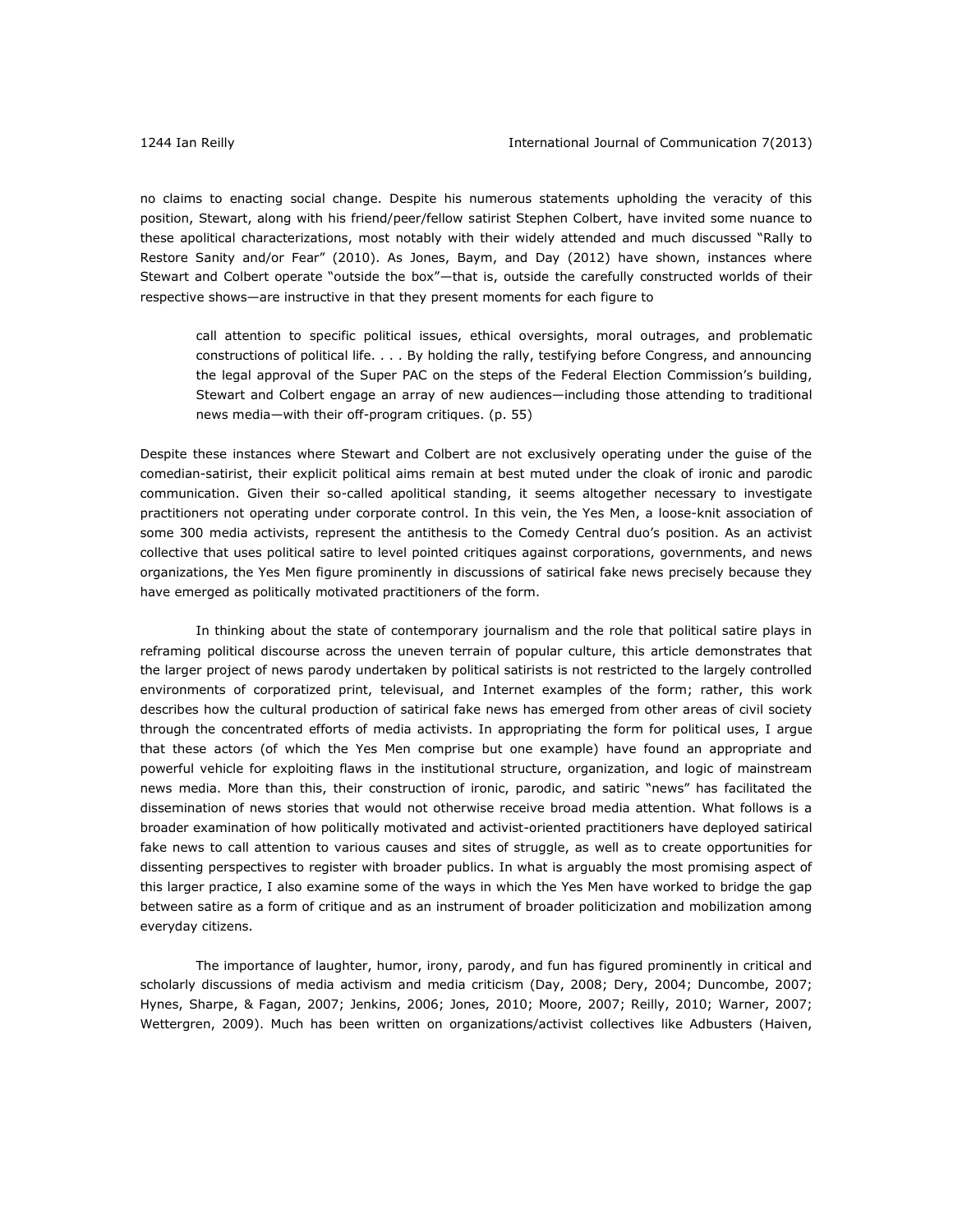no claims to enacting social change. Despite his numerous statements upholding the veracity of this position, Stewart, along with his friend/peer/fellow satirist Stephen Colbert, have invited some nuance to these apolitical characterizations, most notably with their widely attended and much discussed "Rally to Restore Sanity and/or Fear" (2010). As Jones, Baym, and Day (2012) have shown, instances where Stewart and Colbert operate "outside the box"—that is, outside the carefully constructed worlds of their respective shows—are instructive in that they present moments for each figure to

> call attention to specific political issues, ethical oversights, moral outrages, and problematic constructions of political life. . . . By holding the rally, testifying before Congress, and announcing the legal approval of the Super PAC on the steps of the Federal Election Commission's building, Stewart and Colbert engage an array of new audiences—including those attending to traditional news media—with their off-program critiques. (p. 55)

Despite these instances where Stewart and Colbert are not exclusively operating under the guise of the comedian-satirist, their explicit political aims remain at best muted under the cloak of ironic and parodic communication. Given their so-called apolitical standing, it seems altogether necessary to investigate practitioners not operating under corporate control. In this vein, the Yes Men, a loose-knit association of some 300 media activists, represent the antithesis to the Comedy Central duo's position. As an activist collective that uses political satire to level pointed critiques against corporations, governments, and news organizations, the Yes Men figure prominently in discussions of satirical fake news precisely because they have emerged as politically motivated practitioners of the form.

In thinking about the state of contemporary journalism and the role that political satire plays in reframing political discourse across the uneven terrain of popular culture, this article demonstrates that the larger project of news parody undertaken by political satirists is not restricted to the largely controlled environments of corporatized print, televisual, and Internet examples of the form; rather, this work describes how the cultural production of satirical fake news has emerged from other areas of civil society through the concentrated efforts of media activists. In appropriating the form for political uses, I argue that these actors (of which the Yes Men comprise but one example) have found an appropriate and powerful vehicle for exploiting flaws in the institutional structure, organization, and logic of mainstream news media. More than this, their construction of ironic, parodic, and satiric "news" has facilitated the dissemination of news stories that would not otherwise receive broad media attention. What follows is a broader examination of how politically motivated and activist-oriented practitioners have deployed satirical fake news to call attention to various causes and sites of struggle, as well as to create opportunities for dissenting perspectives to register with broader publics. In what is arguably the most promising aspect of this larger practice, I also examine some of the ways in which the Yes Men have worked to bridge the gap between satire as a form of critique and as an instrument of broader politicization and mobilization among everyday citizens.

The importance of laughter, humor, irony, parody, and fun has figured prominently in critical and scholarly discussions of media activism and media criticism (Day, 2008; Dery, 2004; Duncombe, 2007; Hynes, Sharpe, & Fagan, 2007; Jenkins, 2006; Jones, 2010; Moore, 2007; Reilly, 2010; Warner, 2007; Wettergren, 2009). Much has been written on organizations/activist collectives like Adbusters (Haiven,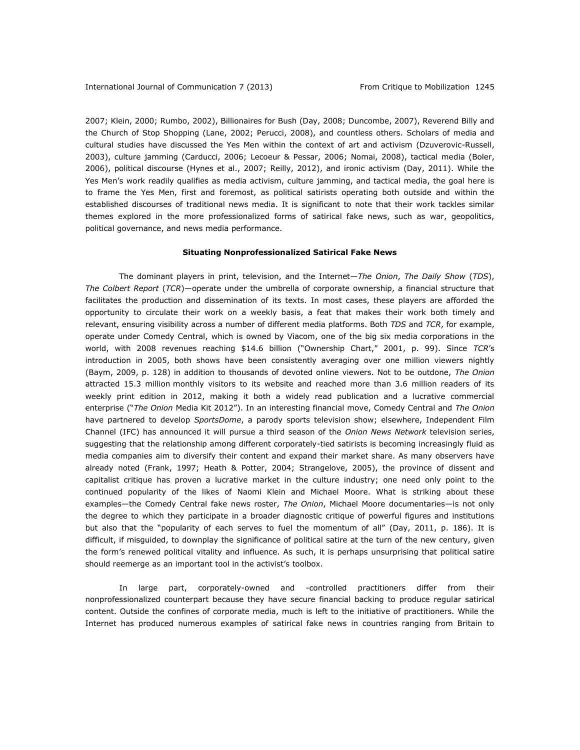2007; Klein, 2000; Rumbo, 2002), Billionaires for Bush (Day, 2008; Duncombe, 2007), Reverend Billy and the Church of Stop Shopping (Lane, 2002; Perucci, 2008), and countless others. Scholars of media and cultural studies have discussed the Yes Men within the context of art and activism (Dzuverovic-Russell, 2003), culture jamming (Carducci, 2006; Lecoeur & Pessar, 2006; Nomai, 2008), tactical media (Boler, 2006), political discourse (Hynes et al., 2007; Reilly, 2012), and ironic activism (Day, 2011). While the Yes Men's work readily qualifies as media activism, culture jamming, and tactical media, the goal here is to frame the Yes Men, first and foremost, as political satirists operating both outside and within the established discourses of traditional news media. It is significant to note that their work tackles similar themes explored in the more professionalized forms of satirical fake news, such as war, geopolitics, political governance, and news media performance.

## Situating Nonprofessionalized Satirical Fake News

The dominant players in print, television, and the Internet—*The Onion*, *The Daily Show* (*TDS*), *The Colbert Report* (*TCR*)—operate under the umbrella of corporate ownership, a financial structure that facilitates the production and dissemination of its texts. In most cases, these players are afforded the opportunity to circulate their work on a weekly basis, a feat that makes their work both timely and relevant, ensuring visibility across a number of different media platforms. Both *TDS* and *TCR*, for example, operate under Comedy Central, which is owned by Viacom, one of the big six media corporations in the world, with 2008 revenues reaching $14.6 billion ("Ownership Chart," 2001, p. 99). Since *TCR*'s introduction in 2005, both shows have been consistently averaging over one million viewers nightly (Baym, 2009, p. 128) in addition to thousands of devoted online viewers. Not to be outdone, *The Onion* attracted 15.3 million monthly visitors to its website and reached more than 3.6 million readers of its weekly print edition in 2012, making it both a widely read publication and a lucrative commercial enterprise ("*The Onion* Media Kit 2012"). In an interesting financial move, Comedy Central and *The Onion* have partnered to develop *SportsDome*, a parody sports television show; elsewhere, Independent Film Channel (IFC) has announced it will pursue a third season of the *Onion News Network* television series, suggesting that the relationship among different corporately-tied satirists is becoming increasingly fluid as media companies aim to diversify their content and expand their market share. As many observers have already noted (Frank, 1997; Heath & Potter, 2004; Strangelove, 2005), the province of dissent and capitalist critique has proven a lucrative market in the culture industry; one need only point to the continued popularity of the likes of Naomi Klein and Michael Moore. What is striking about these examples—the Comedy Central fake news roster, *The Onion*, Michael Moore documentaries—is not only the degree to which they participate in a broader diagnostic critique of powerful figures and institutions but also that the "popularity of each serves to fuel the momentum of all" (Day, 2011, p. 186). It is difficult, if misguided, to downplay the significance of political satire at the turn of the new century, given the form's renewed political vitality and influence. As such, it is perhaps unsurprising that political satire should reemerge as an important tool in the activist's toolbox.

In large part, corporately-owned and -controlled practitioners differ from their nonprofessionalized counterpart because they have secure financial backing to produce regular satirical content. Outside the confines of corporate media, much is left to the initiative of practitioners. While the Internet has produced numerous examples of satirical fake news in countries ranging from Britain to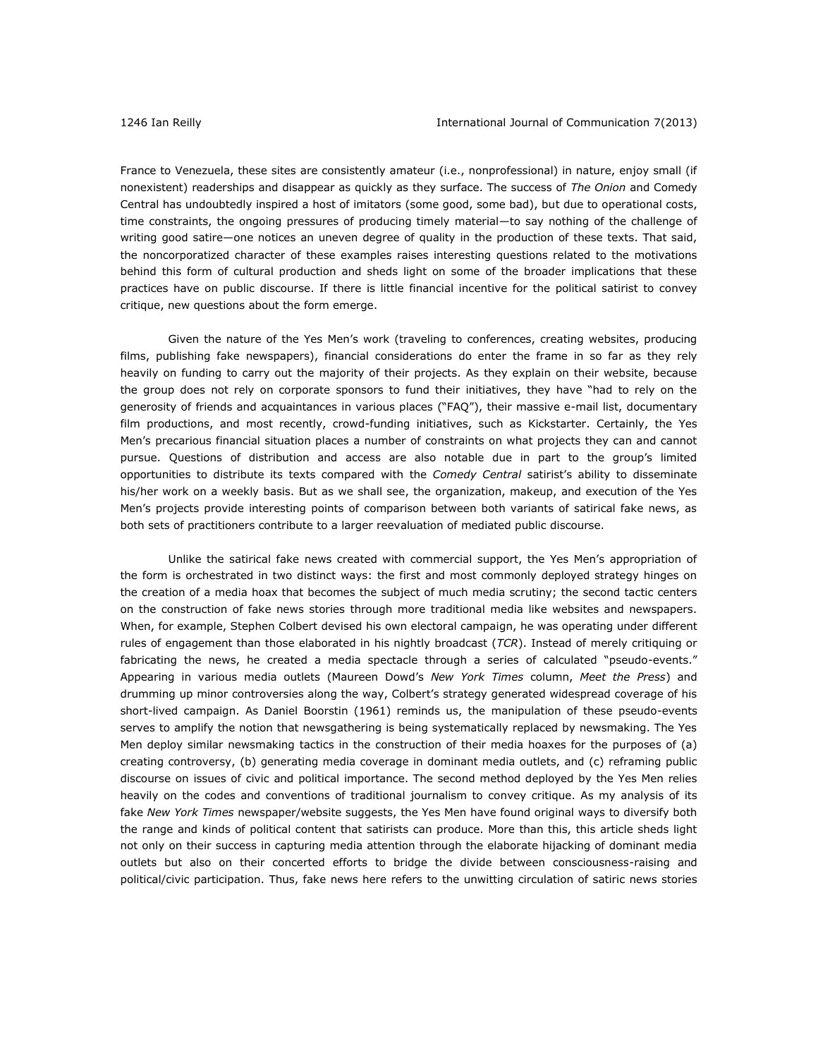France to Venezuela, these sites are consistently amateur (i.e., nonprofessional) in nature, enjoy small (if nonexistent) readerships and disappear as quickly as they surface. The success of *The Onion* and Comedy Central has undoubtedly inspired a host of imitators (some good, some bad), but due to operational costs, time constraints, the ongoing pressures of producing timely material—to say nothing of the challenge of writing good satire—one notices an uneven degree of quality in the production of these texts. That said, the noncorporatized character of these examples raises interesting questions related to the motivations behind this form of cultural production and sheds light on some of the broader implications that these practices have on public discourse. If there is little financial incentive for the political satirist to convey critique, new questions about the form emerge.

Given the nature of the Yes Men's work (traveling to conferences, creating websites, producing films, publishing fake newspapers), financial considerations do enter the frame in so far as they rely heavily on funding to carry out the majority of their projects. As they explain on their website, because the group does not rely on corporate sponsors to fund their initiatives, they have "had to rely on the generosity of friends and acquaintances in various places ("FAQ"), their massive e-mail list, documentary film productions, and most recently, crowd-funding initiatives, such as Kickstarter. Certainly, the Yes Men's precarious financial situation places a number of constraints on what projects they can and cannot pursue. Questions of distribution and access are also notable due in part to the group's limited opportunities to distribute its texts compared with the *Comedy Central* satirist's ability to disseminate his/her work on a weekly basis. But as we shall see, the organization, makeup, and execution of the Yes Men's projects provide interesting points of comparison between both variants of satirical fake news, as both sets of practitioners contribute to a larger reevaluation of mediated public discourse.

Unlike the satirical fake news created with commercial support, the Yes Men's appropriation of the form is orchestrated in two distinct ways: the first and most commonly deployed strategy hinges on the creation of a media hoax that becomes the subject of much media scrutiny; the second tactic centers on the construction of fake news stories through more traditional media like websites and newspapers. When, for example, Stephen Colbert devised his own electoral campaign, he was operating under different rules of engagement than those elaborated in his nightly broadcast (*TCR*). Instead of merely critiquing or fabricating the news, he created a media spectacle through a series of calculated "pseudo-events." Appearing in various media outlets (Maureen Dowd's *New York Times* column, *Meet the Press*) and drumming up minor controversies along the way, Colbert's strategy generated widespread coverage of his short-lived campaign. As Daniel Boorstin (1961) reminds us, the manipulation of these pseudo-events serves to amplify the notion that newsgathering is being systematically replaced by newsmaking. The Yes Men deploy similar newsmaking tactics in the construction of their media hoaxes for the purposes of (a) creating controversy, (b) generating media coverage in dominant media outlets, and (c) reframing public discourse on issues of civic and political importance. The second method deployed by the Yes Men relies heavily on the codes and conventions of traditional journalism to convey critique. As my analysis of its fake *New York Times* newspaper/website suggests, the Yes Men have found original ways to diversify both the range and kinds of political content that satirists can produce. More than this, this article sheds light not only on their success in capturing media attention through the elaborate hijacking of dominant media outlets but also on their concerted efforts to bridge the divide between consciousness-raising and political/civic participation. Thus, fake news here refers to the unwitting circulation of satiric news stories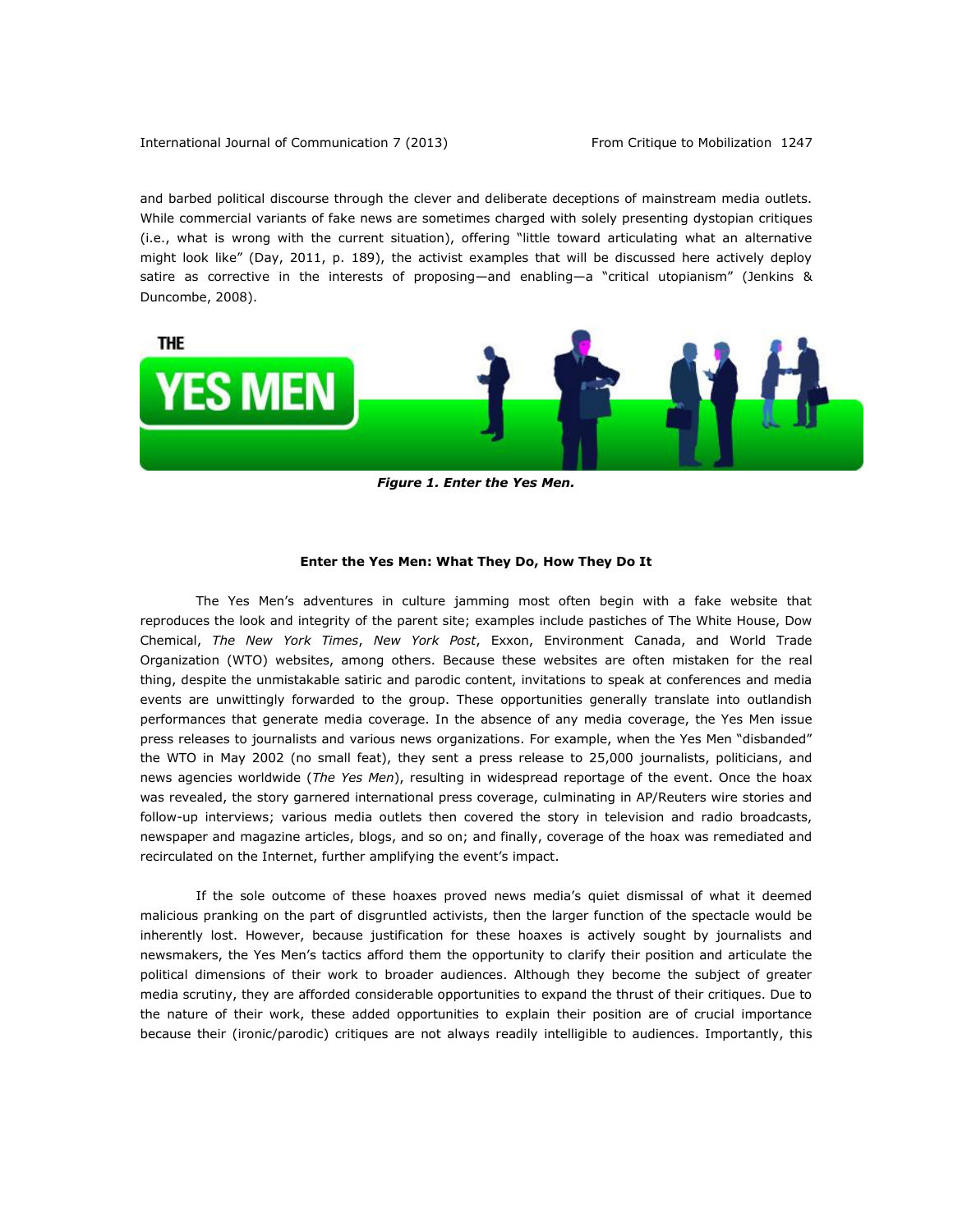and barbed political discourse through the clever and deliberate deceptions of mainstream media outlets. While commercial variants of fake news are sometimes charged with solely presenting dystopian critiques (i.e., what is wrong with the current situation), offering "little toward articulating what an alternative might look like" (Day, 2011, p. 189), the activist examples that will be discussed here actively deploy satire as corrective in the interests of proposing—and enabling—a "critical utopianism" (Jenkins & Duncombe, 2008).

***Figure 1. Enter the Yes Men.***

**Enter the Yes Men: What They Do, How They Do It**

The Yes Men's adventures in culture jamming most often begin with a fake website that reproduces the look and integrity of the parent site; examples include pastiches of The White House, Dow Chemical, *The New York Times*, *New York Post*, Exxon, Environment Canada, and World Trade Organization (WTO) websites, among others. Because these websites are often mistaken for the real thing, despite the unmistakable satiric and parodic content, invitations to speak at conferences and media events are unwittingly forwarded to the group. These opportunities generally translate into outlandish performances that generate media coverage. In the absence of any media coverage, the Yes Men issue press releases to journalists and various news organizations. For example, when the Yes Men "disbanded" the WTO in May 2002 (no small feat), they sent a press release to 25,000 journalists, politicians, and news agencies worldwide (*The Yes Men*), resulting in widespread reportage of the event. Once the hoax was revealed, the story garnered international press coverage, culminating in AP/Reuters wire stories and follow-up interviews; various media outlets then covered the story in television and radio broadcasts, newspaper and magazine articles, blogs, and so on; and finally, coverage of the hoax was remediated and recirculated on the Internet, further amplifying the event's impact.

If the sole outcome of these hoaxes proved news media's quiet dismissal of what it deemed malicious pranking on the part of disgruntled activists, then the larger function of the spectacle would be inherently lost. However, because justification for these hoaxes is actively sought by journalists and newsmakers, the Yes Men's tactics afford them the opportunity to clarify their position and articulate the political dimensions of their work to broader audiences. Although they become the subject of greater media scrutiny, they are afforded considerable opportunities to expand the thrust of their critiques. Due to the nature of their work, these added opportunities to explain their position are of crucial importance because their (ironic/parodic) critiques are not always readily intelligible to audiences. Importantly, this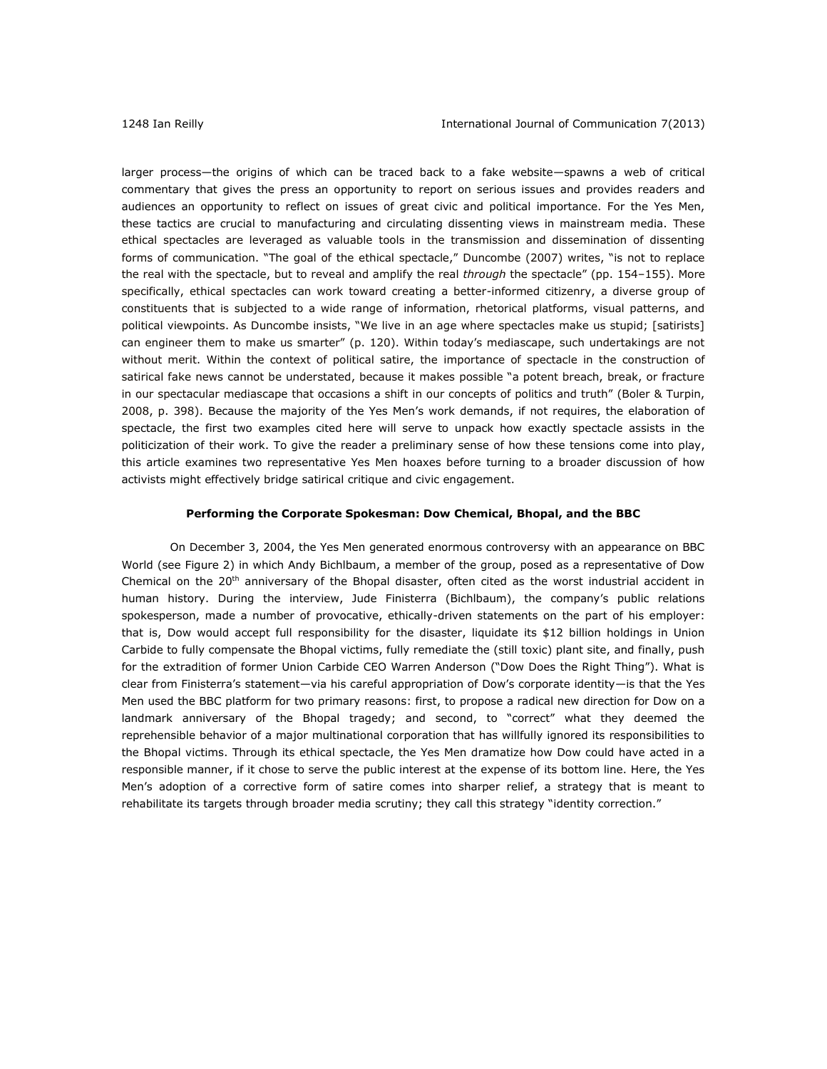larger process—the origins of which can be traced back to a fake website—spawns a web of critical commentary that gives the press an opportunity to report on serious issues and provides readers and audiences an opportunity to reflect on issues of great civic and political importance. For the Yes Men, these tactics are crucial to manufacturing and circulating dissenting views in mainstream media. These ethical spectacles are leveraged as valuable tools in the transmission and dissemination of dissenting forms of communication. "The goal of the ethical spectacle," Duncombe (2007) writes, "is not to replace the real with the spectacle, but to reveal and amplify the real *through* the spectacle" (pp. 154–155). More specifically, ethical spectacles can work toward creating a better-informed citizenry, a diverse group of constituents that is subjected to a wide range of information, rhetorical platforms, visual patterns, and political viewpoints. As Duncombe insists, "We live in an age where spectacles make us stupid; [satirists] can engineer them to make us smarter" (p. 120). Within today's mediascape, such undertakings are not without merit. Within the context of political satire, the importance of spectacle in the construction of satirical fake news cannot be understated, because it makes possible "a potent breach, break, or fracture in our spectacular mediascape that occasions a shift in our concepts of politics and truth" (Boler & Turpin, 2008, p. 398). Because the majority of the Yes Men's work demands, if not requires, the elaboration of spectacle, the first two examples cited here will serve to unpack how exactly spectacle assists in the politicization of their work. To give the reader a preliminary sense of how these tensions come into play, this article examines two representative Yes Men hoaxes before turning to a broader discussion of how activists might effectively bridge satirical critique and civic engagement.

## Performing the Corporate Spokesman: Dow Chemical, Bhopal, and the BBC

On December 3, 2004, the Yes Men generated enormous controversy with an appearance on BBC World (see Figure 2) in which Andy Bichlbaum, a member of the group, posed as a representative of Dow Chemical on the 20th anniversary of the Bhopal disaster, often cited as the worst industrial accident in human history. During the interview, Jude Finisterra (Bichlbaum), the company's public relations spokesperson, made a number of provocative, ethically-driven statements on the part of his employer: that is, Dow would accept full responsibility for the disaster, liquidate its $12 billion holdings in Union Carbide to fully compensate the Bhopal victims, fully remediate the (still toxic) plant site, and finally, push for the extradition of former Union Carbide CEO Warren Anderson ("Dow Does the Right Thing"). What is clear from Finisterra's statement—via his careful appropriation of Dow's corporate identity—is that the Yes Men used the BBC platform for two primary reasons: first, to propose a radical new direction for Dow on a landmark anniversary of the Bhopal tragedy; and second, to "correct" what they deemed the reprehensible behavior of a major multinational corporation that has willfully ignored its responsibilities to the Bhopal victims. Through its ethical spectacle, the Yes Men dramatize how Dow could have acted in a responsible manner, if it chose to serve the public interest at the expense of its bottom line. Here, the Yes Men's adoption of a corrective form of satire comes into sharper relief, a strategy that is meant to rehabilitate its targets through broader media scrutiny; they call this strategy "identity correction."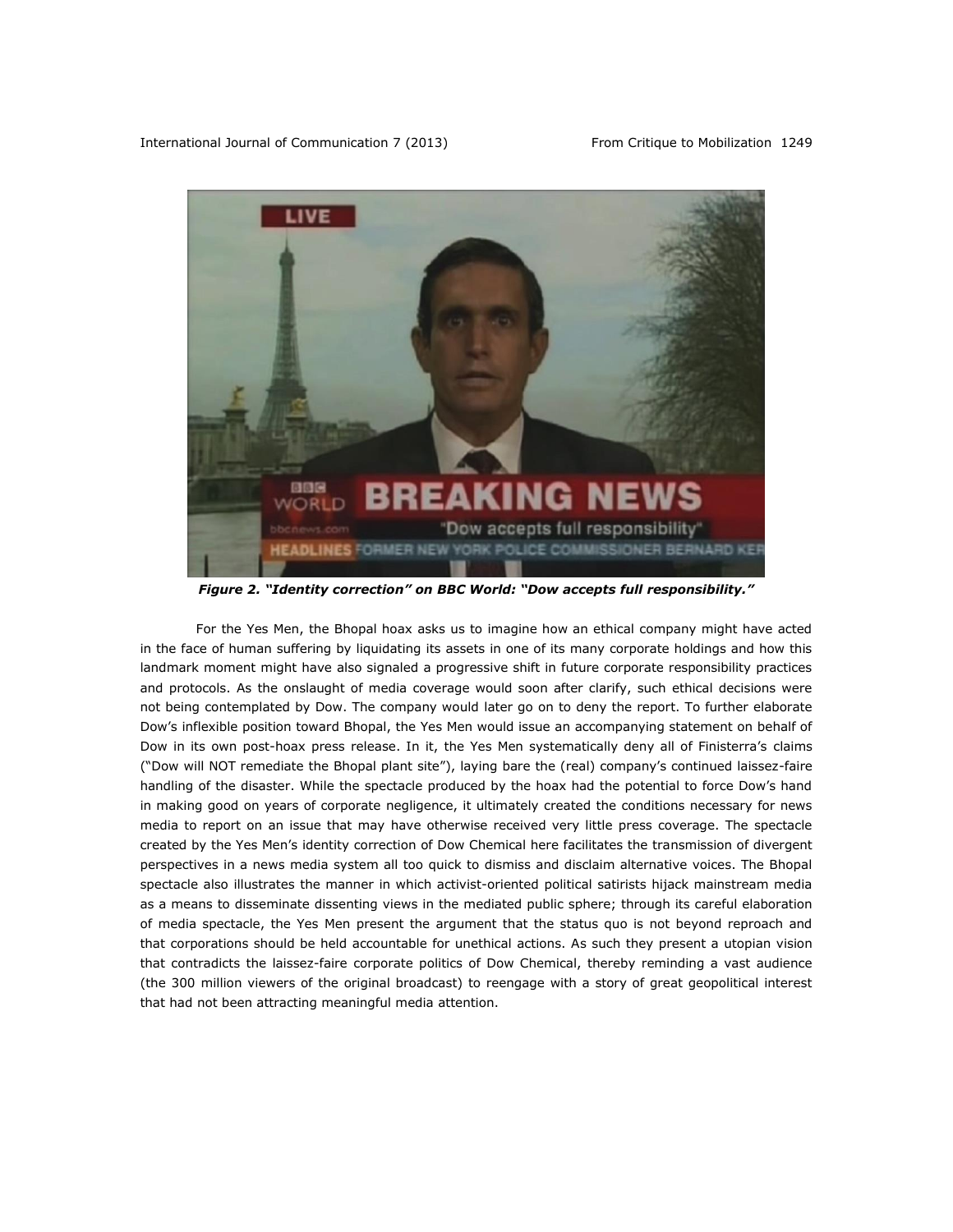*Figure 2. "Identity correction" on BBC World: "Dow accepts full responsibility."*

For the Yes Men, the Bhopal hoax asks us to imagine how an ethical company might have acted in the face of human suffering by liquidating its assets in one of its many corporate holdings and how this landmark moment might have also signaled a progressive shift in future corporate responsibility practices and protocols. As the onslaught of media coverage would soon after clarify, such ethical decisions were not being contemplated by Dow. The company would later go on to deny the report. To further elaborate Dow's inflexible position toward Bhopal, the Yes Men would issue an accompanying statement on behalf of Dow in its own post-hoax press release. In it, the Yes Men systematically deny all of Finisterra's claims ("Dow will NOT remediate the Bhopal plant site"), laying bare the (real) company's continued laissez-faire handling of the disaster. While the spectacle produced by the hoax had the potential to force Dow's hand in making good on years of corporate negligence, it ultimately created the conditions necessary for news media to report on an issue that may have otherwise received very little press coverage. The spectacle created by the Yes Men's identity correction of Dow Chemical here facilitates the transmission of divergent perspectives in a news media system all too quick to dismiss and disclaim alternative voices. The Bhopal spectacle also illustrates the manner in which activist-oriented political satirists hijack mainstream media as a means to disseminate dissenting views in the mediated public sphere; through its careful elaboration of media spectacle, the Yes Men present the argument that the status quo is not beyond reproach and that corporations should be held accountable for unethical actions. As such they present a utopian vision that contradicts the laissez-faire corporate politics of Dow Chemical, thereby reminding a vast audience (the 300 million viewers of the original broadcast) to reengage with a story of great geopolitical interest that had not been attracting meaningful media attention.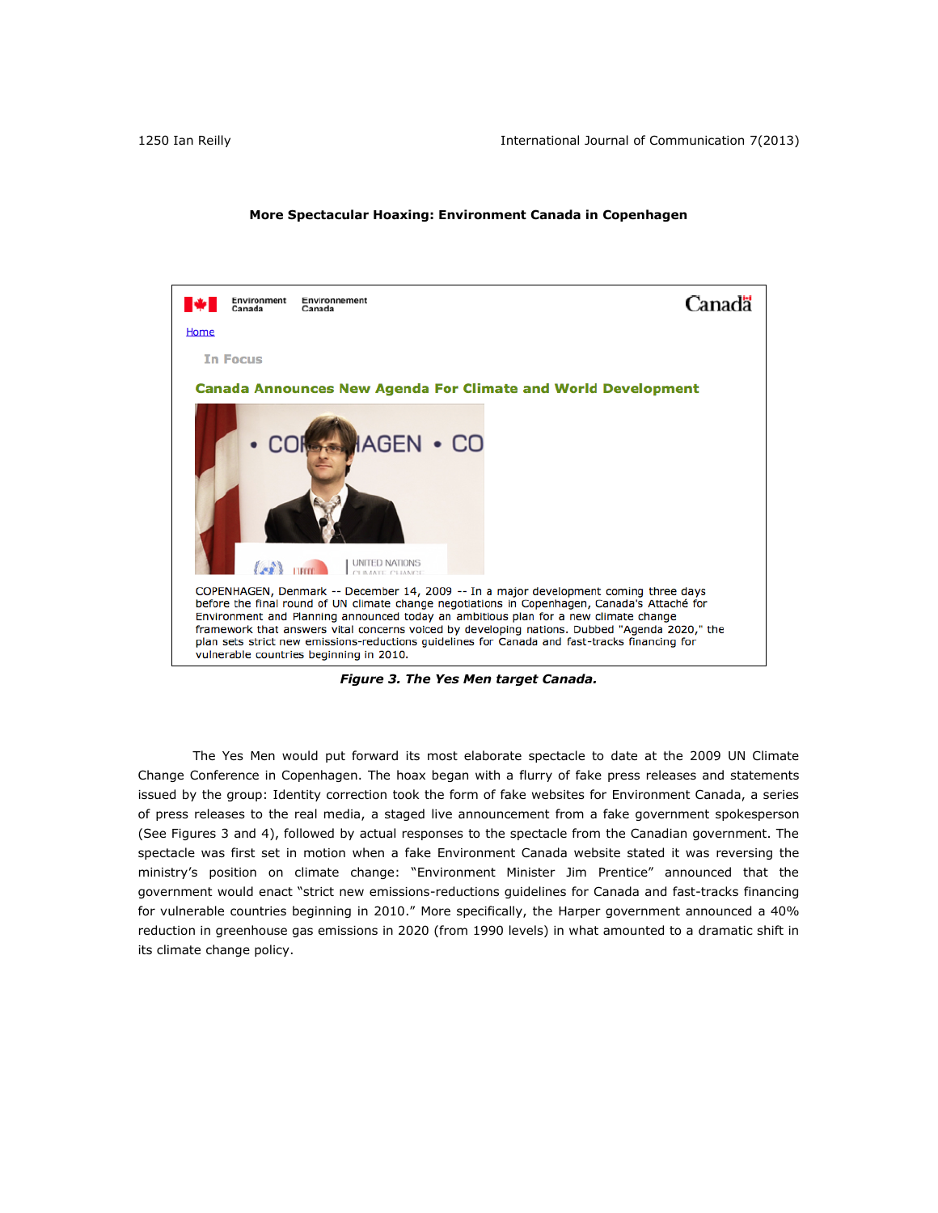**More Spectacular Hoaxing: Environment Canada in Copenhagen**

Environment Canada | Environnement Canada | Canada

Home

In Focus

**Canada Announces New Agenda For Climate and World Development**

COPENHAGEN, Denmark -- December 14, 2009 -- In a major development coming three days before the final round of UN climate change negotiations in Copenhagen, Canada's Attaché for Environment and Planning announced today an ambitious plan for a new climate change framework that answers vital concerns voiced by developing nations. Dubbed "Agenda 2020," the plan sets strict new emissions-reductions guidelines for Canada and fast-tracks financing for vulnerable countries beginning in 2010.

***Figure 3. The Yes Men target Canada.***

The Yes Men would put forward its most elaborate spectacle to date at the 2009 UN Climate Change Conference in Copenhagen. The hoax began with a flurry of fake press releases and statements issued by the group: Identity correction took the form of fake websites for Environment Canada, a series of press releases to the real media, a staged live announcement from a fake government spokesperson (See Figures 3 and 4), followed by actual responses to the spectacle from the Canadian government. The spectacle was first set in motion when a fake Environment Canada website stated it was reversing the ministry's position on climate change: "Environment Minister Jim Prentice" announced that the government would enact "strict new emissions-reductions guidelines for Canada and fast-tracks financing for vulnerable countries beginning in 2010." More specifically, the Harper government announced a 40% reduction in greenhouse gas emissions in 2020 (from 1990 levels) in what amounted to a dramatic shift in its climate change policy.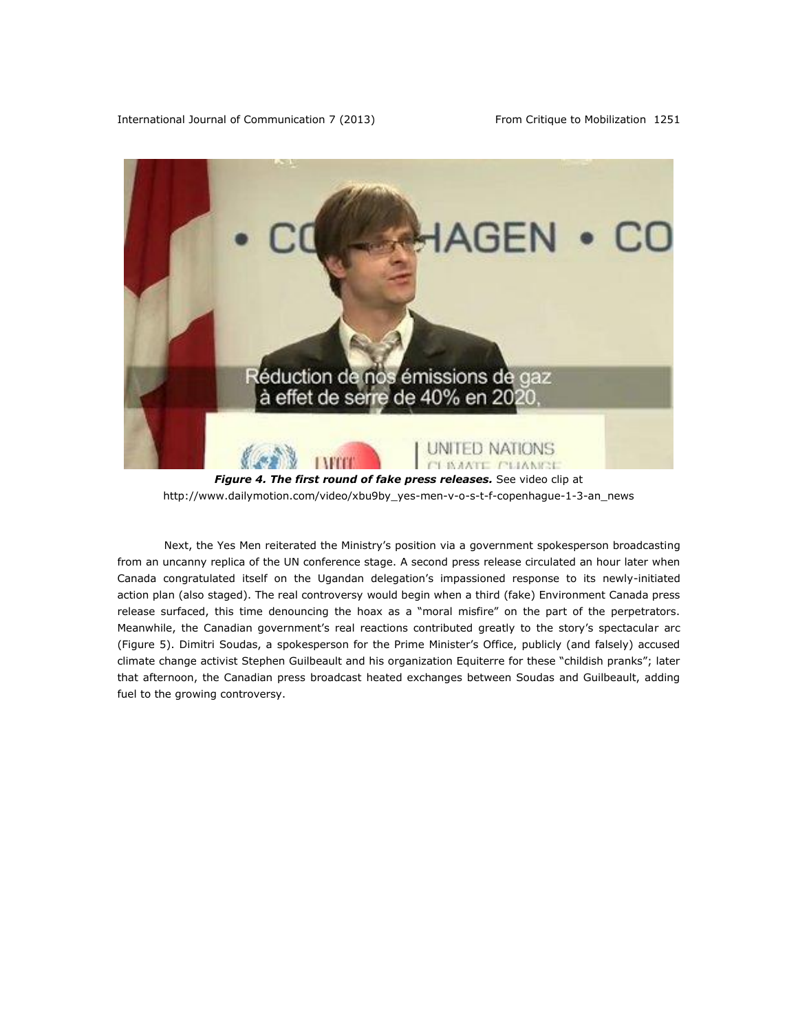*Figure 4. The first round of fake press releases.* See video clip at http://www.dailymotion.com/video/xbu9by_yes-men-v-o-s-t-f-copenhague-1-3-an_news

Next, the Yes Men reiterated the Ministry's position via a government spokesperson broadcasting from an uncanny replica of the UN conference stage. A second press release circulated an hour later when Canada congratulated itself on the Ugandan delegation's impassioned response to its newly-initiated action plan (also staged). The real controversy would begin when a third (fake) Environment Canada press release surfaced, this time denouncing the hoax as a "moral misfire" on the part of the perpetrators. Meanwhile, the Canadian government's real reactions contributed greatly to the story's spectacular arc (Figure 5). Dimitri Soudas, a spokesperson for the Prime Minister's Office, publicly (and falsely) accused climate change activist Stephen Guilbeault and his organization Equiterre for these "childish pranks"; later that afternoon, the Canadian press broadcast heated exchanges between Soudas and Guilbeault, adding fuel to the growing controversy.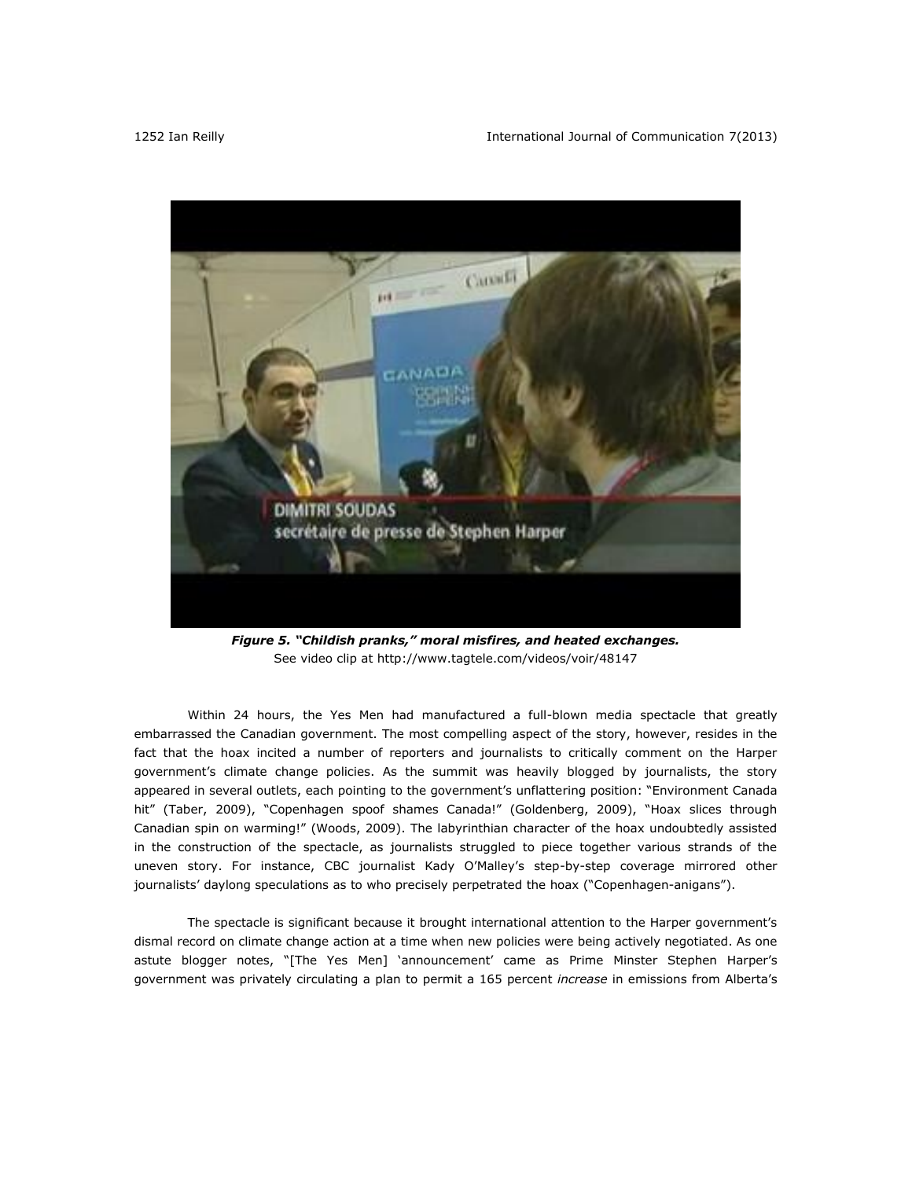***Figure 5. "Childish pranks," moral misfires, and heated exchanges.***
See video clip at http://www.tagtele.com/videos/voir/48147

Within 24 hours, the Yes Men had manufactured a full-blown media spectacle that greatly embarrassed the Canadian government. The most compelling aspect of the story, however, resides in the fact that the hoax incited a number of reporters and journalists to critically comment on the Harper government's climate change policies. As the summit was heavily blogged by journalists, the story appeared in several outlets, each pointing to the government's unflattering position: "Environment Canada hit" (Taber, 2009), "Copenhagen spoof shames Canada!" (Goldenberg, 2009), "Hoax slices through Canadian spin on warming!" (Woods, 2009). The labyrinthian character of the hoax undoubtedly assisted in the construction of the spectacle, as journalists struggled to piece together various strands of the uneven story. For instance, CBC journalist Kady O'Malley's step-by-step coverage mirrored other journalists' daylong speculations as to who precisely perpetrated the hoax ("Copenhagen-anigans").

The spectacle is significant because it brought international attention to the Harper government's dismal record on climate change action at a time when new policies were being actively negotiated. As one astute blogger notes, "[The Yes Men] 'announcement' came as Prime Minster Stephen Harper's government was privately circulating a plan to permit a 165 percent *increase* in emissions from Alberta's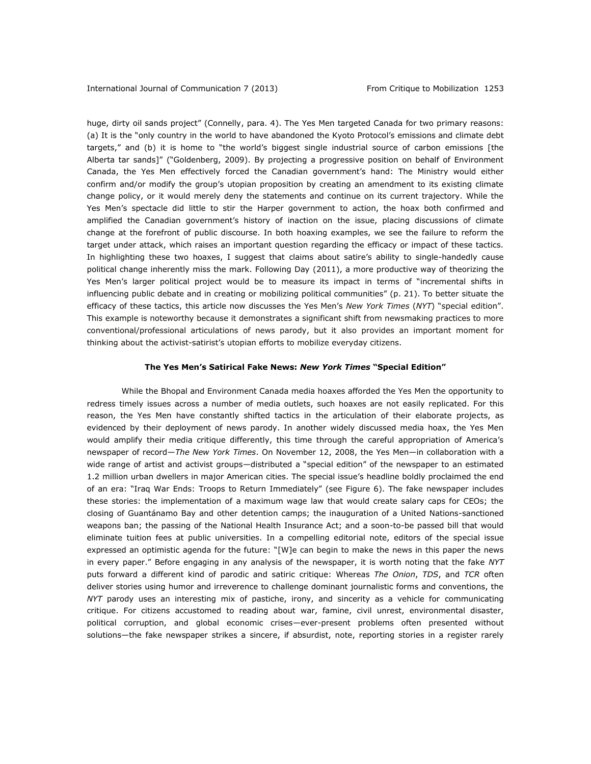huge, dirty oil sands project" (Connelly, para. 4). The Yes Men targeted Canada for two primary reasons: (a) It is the "only country in the world to have abandoned the Kyoto Protocol's emissions and climate debt targets," and (b) it is home to "the world's biggest single industrial source of carbon emissions [the Alberta tar sands]" ("Goldenberg, 2009). By projecting a progressive position on behalf of Environment Canada, the Yes Men effectively forced the Canadian government's hand: The Ministry would either confirm and/or modify the group's utopian proposition by creating an amendment to its existing climate change policy, or it would merely deny the statements and continue on its current trajectory. While the Yes Men's spectacle did little to stir the Harper government to action, the hoax both confirmed and amplified the Canadian government's history of inaction on the issue, placing discussions of climate change at the forefront of public discourse. In both hoaxing examples, we see the failure to reform the target under attack, which raises an important question regarding the efficacy or impact of these tactics. In highlighting these two hoaxes, I suggest that claims about satire's ability to single-handedly cause political change inherently miss the mark. Following Day (2011), a more productive way of theorizing the Yes Men's larger political project would be to measure its impact in terms of "incremental shifts in influencing public debate and in creating or mobilizing political communities" (p. 21). To better situate the efficacy of these tactics, this article now discusses the Yes Men's *New York Times* (*NYT*) "special edition". This example is noteworthy because it demonstrates a significant shift from newsmaking practices to more conventional/professional articulations of news parody, but it also provides an important moment for thinking about the activist-satirist's utopian efforts to mobilize everyday citizens.

## The Yes Men's Satirical Fake News: *New York Times* "Special Edition"

While the Bhopal and Environment Canada media hoaxes afforded the Yes Men the opportunity to redress timely issues across a number of media outlets, such hoaxes are not easily replicated. For this reason, the Yes Men have constantly shifted tactics in the articulation of their elaborate projects, as evidenced by their deployment of news parody. In another widely discussed media hoax, the Yes Men would amplify their media critique differently, this time through the careful appropriation of America's newspaper of record—*The New York Times*. On November 12, 2008, the Yes Men—in collaboration with a wide range of artist and activist groups—distributed a "special edition" of the newspaper to an estimated 1.2 million urban dwellers in major American cities. The special issue's headline boldly proclaimed the end of an era: "Iraq War Ends: Troops to Return Immediately" (see Figure 6). The fake newspaper includes these stories: the implementation of a maximum wage law that would create salary caps for CEOs; the closing of Guantánamo Bay and other detention camps; the inauguration of a United Nations-sanctioned weapons ban; the passing of the National Health Insurance Act; and a soon-to-be passed bill that would eliminate tuition fees at public universities. In a compelling editorial note, editors of the special issue expressed an optimistic agenda for the future: "[W]e can begin to make the news in this paper the news in every paper." Before engaging in any analysis of the newspaper, it is worth noting that the fake *NYT* puts forward a different kind of parodic and satiric critique: Whereas *The Onion*, *TDS*, and *TCR* often deliver stories using humor and irreverence to challenge dominant journalistic forms and conventions, the *NYT* parody uses an interesting mix of pastiche, irony, and sincerity as a vehicle for communicating critique. For citizens accustomed to reading about war, famine, civil unrest, environmental disaster, political corruption, and global economic crises—ever-present problems often presented without solutions—the fake newspaper strikes a sincere, if absurdist, note, reporting stories in a register rarely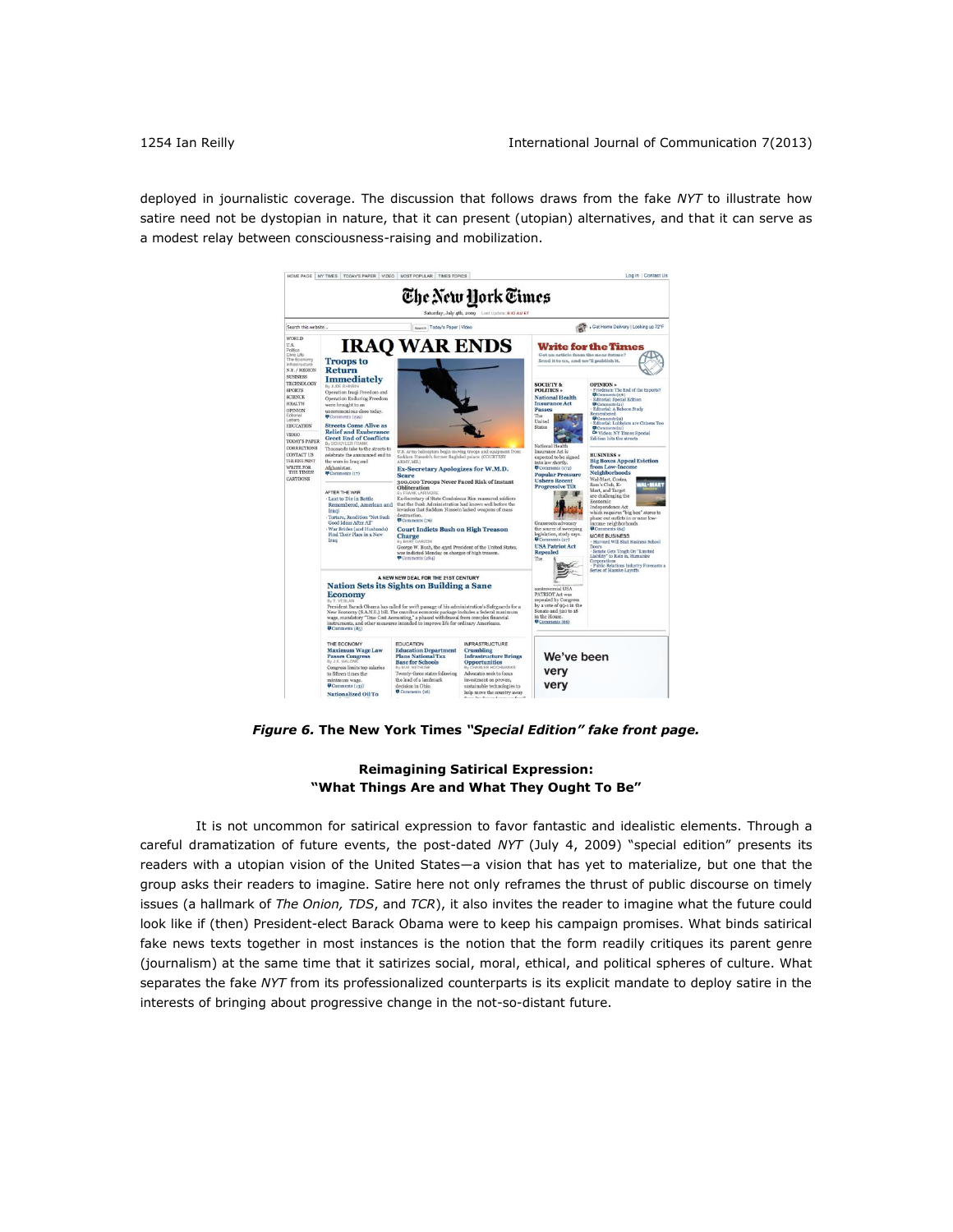deployed in journalistic coverage. The discussion that follows draws from the fake *NYT* to illustrate how satire need not be dystopian in nature, that it can present (utopian) alternatives, and that it can serve as a modest relay between consciousness-raising and mobilization.

***Figure 6.*** **The New York Times *"Special Edition"* fake front page.**

### Reimagining Satirical Expression: "What Things Are and What They Ought To Be"

It is not uncommon for satirical expression to favor fantastic and idealistic elements. Through a careful dramatization of future events, the post-dated *NYT* (July 4, 2009) "special edition" presents its readers with a utopian vision of the United States—a vision that has yet to materialize, but one that the group asks their readers to imagine. Satire here not only reframes the thrust of public discourse on timely issues (a hallmark of *The Onion, TDS*, and *TCR*), it also invites the reader to imagine what the future could look like if (then) President-elect Barack Obama were to keep his campaign promises. What binds satirical fake news texts together in most instances is the notion that the form readily critiques its parent genre (journalism) at the same time that it satirizes social, moral, ethical, and political spheres of culture. What separates the fake *NYT* from its professionalized counterparts is its explicit mandate to deploy satire in the interests of bringing about progressive change in the not-so-distant future.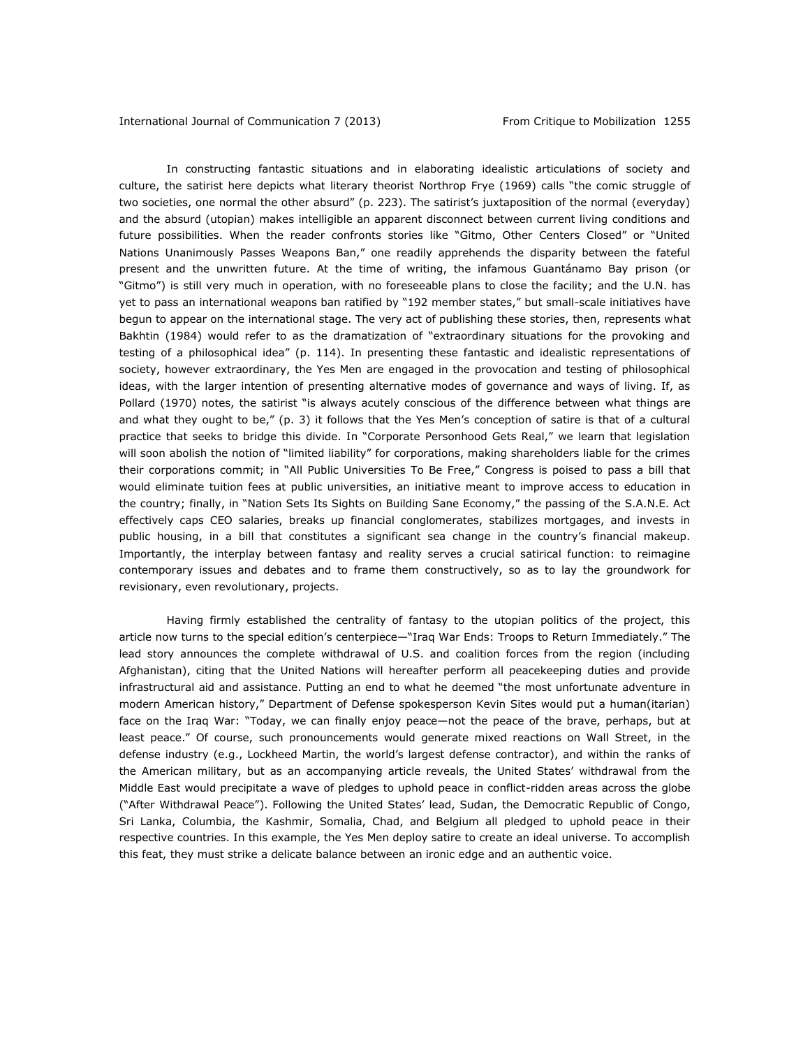In constructing fantastic situations and in elaborating idealistic articulations of society and culture, the satirist here depicts what literary theorist Northrop Frye (1969) calls "the comic struggle of two societies, one normal the other absurd" (p. 223). The satirist's juxtaposition of the normal (everyday) and the absurd (utopian) makes intelligible an apparent disconnect between current living conditions and future possibilities. When the reader confronts stories like "Gitmo, Other Centers Closed" or "United Nations Unanimously Passes Weapons Ban," one readily apprehends the disparity between the fateful present and the unwritten future. At the time of writing, the infamous Guantánamo Bay prison (or "Gitmo") is still very much in operation, with no foreseeable plans to close the facility; and the U.N. has yet to pass an international weapons ban ratified by "192 member states," but small-scale initiatives have begun to appear on the international stage. The very act of publishing these stories, then, represents what Bakhtin (1984) would refer to as the dramatization of "extraordinary situations for the provoking and testing of a philosophical idea" (p. 114). In presenting these fantastic and idealistic representations of society, however extraordinary, the Yes Men are engaged in the provocation and testing of philosophical ideas, with the larger intention of presenting alternative modes of governance and ways of living. If, as Pollard (1970) notes, the satirist "is always acutely conscious of the difference between what things are and what they ought to be," (p. 3) it follows that the Yes Men's conception of satire is that of a cultural practice that seeks to bridge this divide. In "Corporate Personhood Gets Real," we learn that legislation will soon abolish the notion of "limited liability" for corporations, making shareholders liable for the crimes their corporations commit; in "All Public Universities To Be Free," Congress is poised to pass a bill that would eliminate tuition fees at public universities, an initiative meant to improve access to education in the country; finally, in "Nation Sets Its Sights on Building Sane Economy," the passing of the S.A.N.E. Act effectively caps CEO salaries, breaks up financial conglomerates, stabilizes mortgages, and invests in public housing, in a bill that constitutes a significant sea change in the country's financial makeup. Importantly, the interplay between fantasy and reality serves a crucial satirical function: to reimagine contemporary issues and debates and to frame them constructively, so as to lay the groundwork for revisionary, even revolutionary, projects.

Having firmly established the centrality of fantasy to the utopian politics of the project, this article now turns to the special edition's centerpiece—"Iraq War Ends: Troops to Return Immediately." The lead story announces the complete withdrawal of U.S. and coalition forces from the region (including Afghanistan), citing that the United Nations will hereafter perform all peacekeeping duties and provide infrastructural aid and assistance. Putting an end to what he deemed "the most unfortunate adventure in modern American history," Department of Defense spokesperson Kevin Sites would put a human(itarian) face on the Iraq War: "Today, we can finally enjoy peace—not the peace of the brave, perhaps, but at least peace." Of course, such pronouncements would generate mixed reactions on Wall Street, in the defense industry (e.g., Lockheed Martin, the world's largest defense contractor), and within the ranks of the American military, but as an accompanying article reveals, the United States' withdrawal from the Middle East would precipitate a wave of pledges to uphold peace in conflict-ridden areas across the globe ("After Withdrawal Peace"). Following the United States' lead, Sudan, the Democratic Republic of Congo, Sri Lanka, Columbia, the Kashmir, Somalia, Chad, and Belgium all pledged to uphold peace in their respective countries. In this example, the Yes Men deploy satire to create an ideal universe. To accomplish this feat, they must strike a delicate balance between an ironic edge and an authentic voice.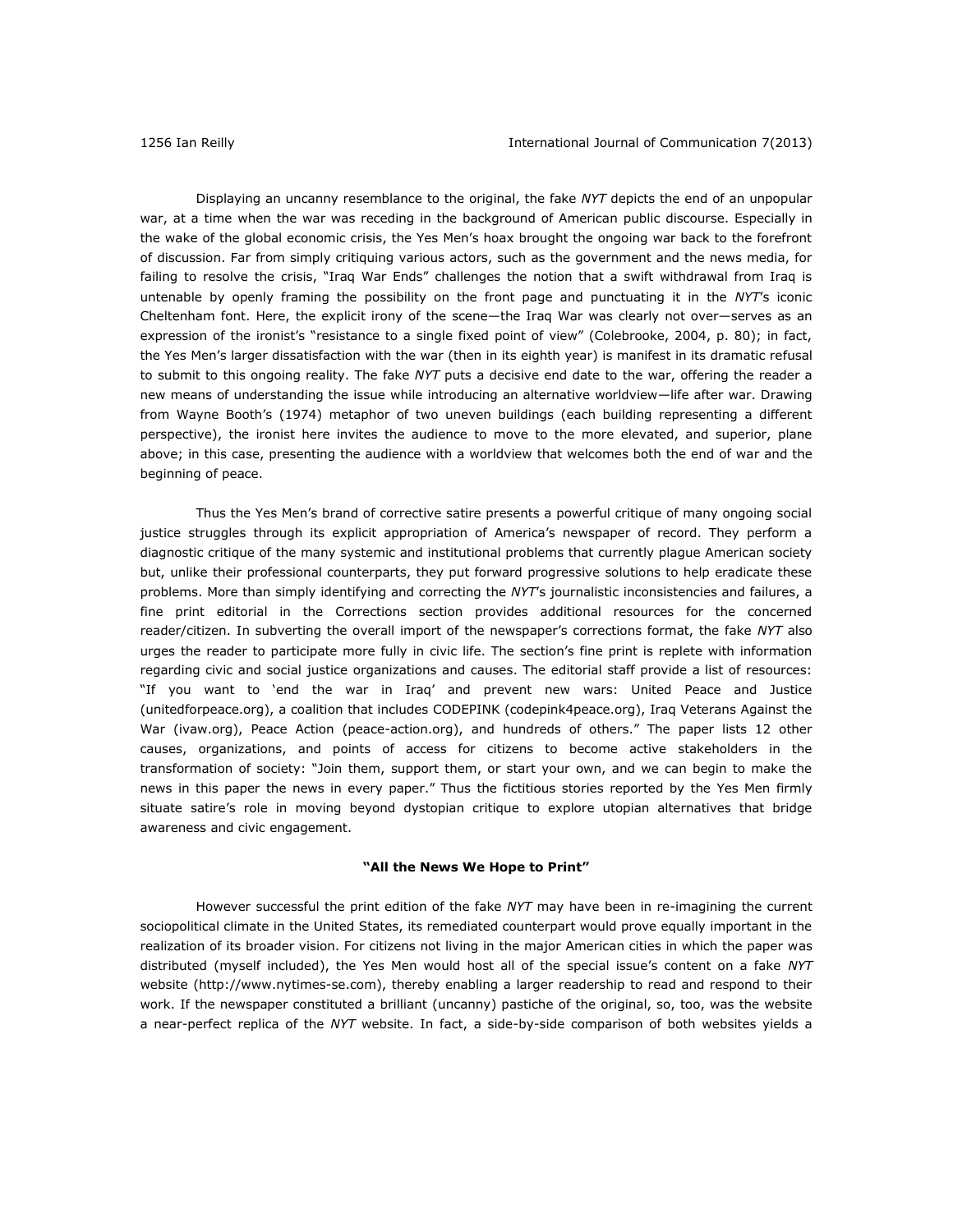Displaying an uncanny resemblance to the original, the fake *NYT* depicts the end of an unpopular war, at a time when the war was receding in the background of American public discourse. Especially in the wake of the global economic crisis, the Yes Men's hoax brought the ongoing war back to the forefront of discussion. Far from simply critiquing various actors, such as the government and the news media, for failing to resolve the crisis, "Iraq War Ends" challenges the notion that a swift withdrawal from Iraq is untenable by openly framing the possibility on the front page and punctuating it in the *NYT*'s iconic Cheltenham font. Here, the explicit irony of the scene—the Iraq War was clearly not over—serves as an expression of the ironist's "resistance to a single fixed point of view" (Colebrooke, 2004, p. 80); in fact, the Yes Men's larger dissatisfaction with the war (then in its eighth year) is manifest in its dramatic refusal to submit to this ongoing reality. The fake *NYT* puts a decisive end date to the war, offering the reader a new means of understanding the issue while introducing an alternative worldview—life after war. Drawing from Wayne Booth's (1974) metaphor of two uneven buildings (each building representing a different perspective), the ironist here invites the audience to move to the more elevated, and superior, plane above; in this case, presenting the audience with a worldview that welcomes both the end of war and the beginning of peace.

Thus the Yes Men's brand of corrective satire presents a powerful critique of many ongoing social justice struggles through its explicit appropriation of America's newspaper of record. They perform a diagnostic critique of the many systemic and institutional problems that currently plague American society but, unlike their professional counterparts, they put forward progressive solutions to help eradicate these problems. More than simply identifying and correcting the *NYT*'s journalistic inconsistencies and failures, a fine print editorial in the Corrections section provides additional resources for the concerned reader/citizen. In subverting the overall import of the newspaper's corrections format, the fake *NYT* also urges the reader to participate more fully in civic life. The section's fine print is replete with information regarding civic and social justice organizations and causes. The editorial staff provide a list of resources: "If you want to 'end the war in Iraq' and prevent new wars: United Peace and Justice (unitedforpeace.org), a coalition that includes CODEPINK (codepink4peace.org), Iraq Veterans Against the War (ivaw.org), Peace Action (peace-action.org), and hundreds of others." The paper lists 12 other causes, organizations, and points of access for citizens to become active stakeholders in the transformation of society: "Join them, support them, or start your own, and we can begin to make the news in this paper the news in every paper." Thus the fictitious stories reported by the Yes Men firmly situate satire's role in moving beyond dystopian critique to explore utopian alternatives that bridge awareness and civic engagement.

### "All the News We Hope to Print"

However successful the print edition of the fake *NYT* may have been in re-imagining the current sociopolitical climate in the United States, its remediated counterpart would prove equally important in the realization of its broader vision. For citizens not living in the major American cities in which the paper was distributed (myself included), the Yes Men would host all of the special issue's content on a fake *NYT* website (http://www.nytimes-se.com), thereby enabling a larger readership to read and respond to their work. If the newspaper constituted a brilliant (uncanny) pastiche of the original, so, too, was the website a near-perfect replica of the *NYT* website. In fact, a side-by-side comparison of both websites yields a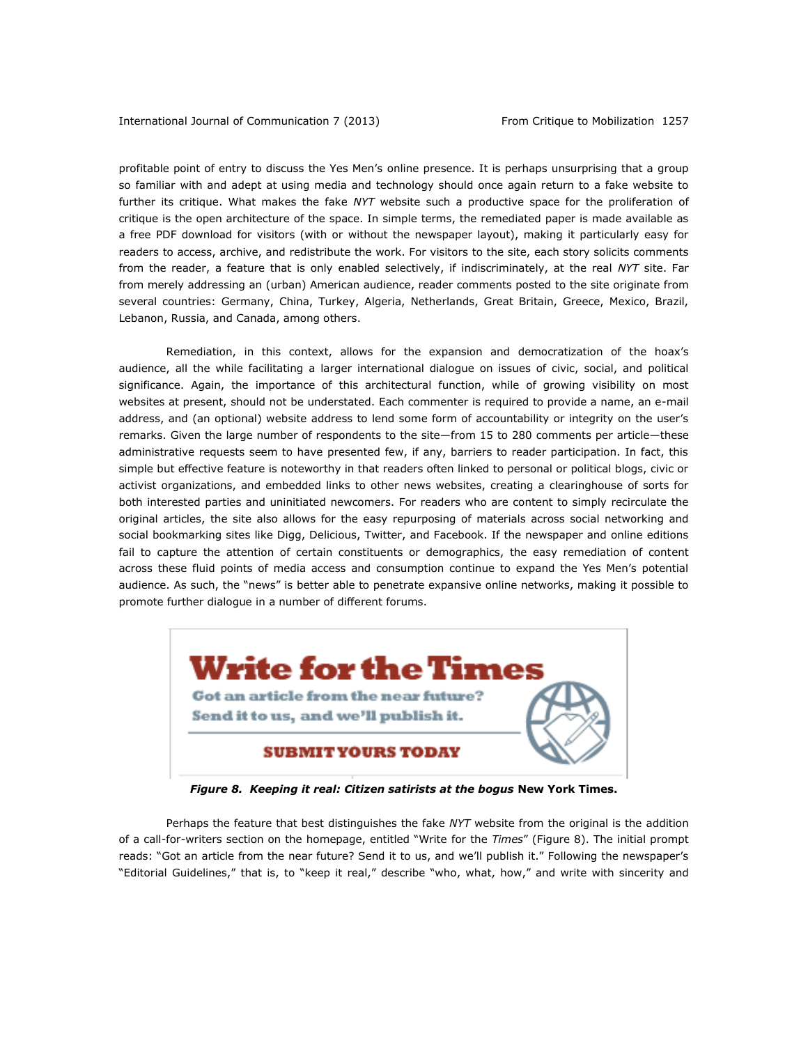profitable point of entry to discuss the Yes Men's online presence. It is perhaps unsurprising that a group so familiar with and adept at using media and technology should once again return to a fake website to further its critique. What makes the fake *NYT* website such a productive space for the proliferation of critique is the open architecture of the space. In simple terms, the remediated paper is made available as a free PDF download for visitors (with or without the newspaper layout), making it particularly easy for readers to access, archive, and redistribute the work. For visitors to the site, each story solicits comments from the reader, a feature that is only enabled selectively, if indiscriminately, at the real *NYT* site. Far from merely addressing an (urban) American audience, reader comments posted to the site originate from several countries: Germany, China, Turkey, Algeria, Netherlands, Great Britain, Greece, Mexico, Brazil, Lebanon, Russia, and Canada, among others.

Remediation, in this context, allows for the expansion and democratization of the hoax's audience, all the while facilitating a larger international dialogue on issues of civic, social, and political significance. Again, the importance of this architectural function, while of growing visibility on most websites at present, should not be understated. Each commenter is required to provide a name, an e-mail address, and (an optional) website address to lend some form of accountability or integrity on the user's remarks. Given the large number of respondents to the site—from 15 to 280 comments per article—these administrative requests seem to have presented few, if any, barriers to reader participation. In fact, this simple but effective feature is noteworthy in that readers often linked to personal or political blogs, civic or activist organizations, and embedded links to other news websites, creating a clearinghouse of sorts for both interested parties and uninitiated newcomers. For readers who are content to simply recirculate the original articles, the site also allows for the easy repurposing of materials across social networking and social bookmarking sites like Digg, Delicious, Twitter, and Facebook. If the newspaper and online editions fail to capture the attention of certain constituents or demographics, the easy remediation of content across these fluid points of media access and consumption continue to expand the Yes Men's potential audience. As such, the "news" is better able to penetrate expansive online networks, making it possible to promote further dialogue in a number of different forums.

**Write for the Times**

**Got an article from the near future?**
**Send it to us, and we'll publish it.**

**SUBMIT YOURS TODAY**

***Figure 8. Keeping it real: Citizen satirists at the bogus* New York Times.**

Perhaps the feature that best distinguishes the fake *NYT* website from the original is the addition of a call-for-writers section on the homepage, entitled "Write for the *Times*" (Figure 8). The initial prompt reads: "Got an article from the near future? Send it to us, and we'll publish it." Following the newspaper's "Editorial Guidelines," that is, to "keep it real," describe "who, what, how," and write with sincerity and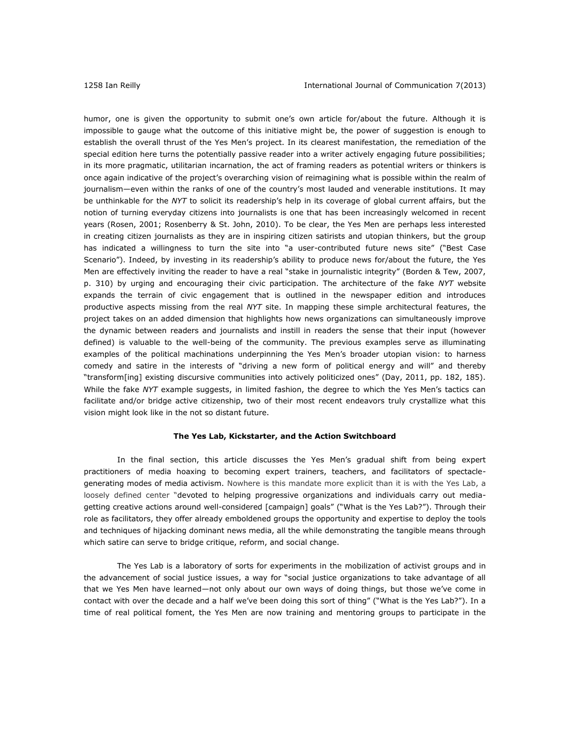humor, one is given the opportunity to submit one's own article for/about the future. Although it is impossible to gauge what the outcome of this initiative might be, the power of suggestion is enough to establish the overall thrust of the Yes Men's project. In its clearest manifestation, the remediation of the special edition here turns the potentially passive reader into a writer actively engaging future possibilities; in its more pragmatic, utilitarian incarnation, the act of framing readers as potential writers or thinkers is once again indicative of the project's overarching vision of reimagining what is possible within the realm of journalism—even within the ranks of one of the country's most lauded and venerable institutions. It may be unthinkable for the *NYT* to solicit its readership's help in its coverage of global current affairs, but the notion of turning everyday citizens into journalists is one that has been increasingly welcomed in recent years (Rosen, 2001; Rosenberry & St. John, 2010). To be clear, the Yes Men are perhaps less interested in creating citizen journalists as they are in inspiring citizen satirists and utopian thinkers, but the group has indicated a willingness to turn the site into "a user-contributed future news site" ("Best Case Scenario"). Indeed, by investing in its readership's ability to produce news for/about the future, the Yes Men are effectively inviting the reader to have a real "stake in journalistic integrity" (Borden & Tew, 2007, p. 310) by urging and encouraging their civic participation. The architecture of the fake *NYT* website expands the terrain of civic engagement that is outlined in the newspaper edition and introduces productive aspects missing from the real *NYT* site. In mapping these simple architectural features, the project takes on an added dimension that highlights how news organizations can simultaneously improve the dynamic between readers and journalists and instill in readers the sense that their input (however defined) is valuable to the well-being of the community. The previous examples serve as illuminating examples of the political machinations underpinning the Yes Men's broader utopian vision: to harness comedy and satire in the interests of "driving a new form of political energy and will" and thereby "transform[ing] existing discursive communities into actively politicized ones" (Day, 2011, pp. 182, 185). While the fake *NYT* example suggests, in limited fashion, the degree to which the Yes Men's tactics can facilitate and/or bridge active citizenship, two of their most recent endeavors truly crystallize what this vision might look like in the not so distant future.

## The Yes Lab, Kickstarter, and the Action Switchboard

In the final section, this article discusses the Yes Men's gradual shift from being expert practitioners of media hoaxing to becoming expert trainers, teachers, and facilitators of spectacle-generating modes of media activism. Nowhere is this mandate more explicit than it is with the Yes Lab, a loosely defined center "devoted to helping progressive organizations and individuals carry out media-getting creative actions around well-considered [campaign] goals" ("What is the Yes Lab?"). Through their role as facilitators, they offer already emboldened groups the opportunity and expertise to deploy the tools and techniques of hijacking dominant news media, all the while demonstrating the tangible means through which satire can serve to bridge critique, reform, and social change.

The Yes Lab is a laboratory of sorts for experiments in the mobilization of activist groups and in the advancement of social justice issues, a way for "social justice organizations to take advantage of all that we Yes Men have learned—not only about our own ways of doing things, but those we've come in contact with over the decade and a half we've been doing this sort of thing" ("What is the Yes Lab?"). In a time of real political foment, the Yes Men are now training and mentoring groups to participate in the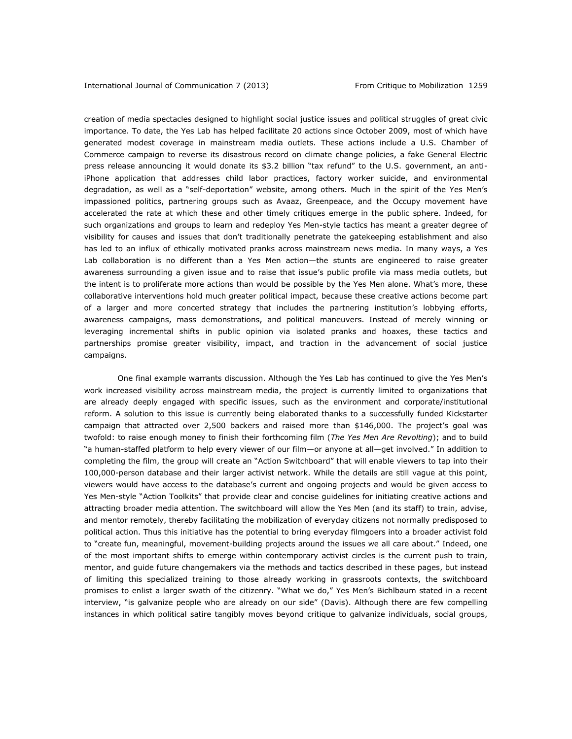creation of media spectacles designed to highlight social justice issues and political struggles of great civic importance. To date, the Yes Lab has helped facilitate 20 actions since October 2009, most of which have generated modest coverage in mainstream media outlets. These actions include a U.S. Chamber of Commerce campaign to reverse its disastrous record on climate change policies, a fake General Electric press release announcing it would donate its $3.2 billion "tax refund" to the U.S. government, an anti-iPhone application that addresses child labor practices, factory worker suicide, and environmental degradation, as well as a "self-deportation" website, among others. Much in the spirit of the Yes Men's impassioned politics, partnering groups such as Avaaz, Greenpeace, and the Occupy movement have accelerated the rate at which these and other timely critiques emerge in the public sphere. Indeed, for such organizations and groups to learn and redeploy Yes Men-style tactics has meant a greater degree of visibility for causes and issues that don't traditionally penetrate the gatekeeping establishment and also has led to an influx of ethically motivated pranks across mainstream news media. In many ways, a Yes Lab collaboration is no different than a Yes Men action—the stunts are engineered to raise greater awareness surrounding a given issue and to raise that issue's public profile via mass media outlets, but the intent is to proliferate more actions than would be possible by the Yes Men alone. What's more, these collaborative interventions hold much greater political impact, because these creative actions become part of a larger and more concerted strategy that includes the partnering institution's lobbying efforts, awareness campaigns, mass demonstrations, and political maneuvers. Instead of merely winning or leveraging incremental shifts in public opinion via isolated pranks and hoaxes, these tactics and partnerships promise greater visibility, impact, and traction in the advancement of social justice campaigns.

One final example warrants discussion. Although the Yes Lab has continued to give the Yes Men's work increased visibility across mainstream media, the project is currently limited to organizations that are already deeply engaged with specific issues, such as the environment and corporate/institutional reform. A solution to this issue is currently being elaborated thanks to a successfully funded Kickstarter campaign that attracted over 2,500 backers and raised more than $146,000. The project's goal was twofold: to raise enough money to finish their forthcoming film (*The Yes Men Are Revolting*); and to build "a human-staffed platform to help every viewer of our film—or anyone at all—get involved." In addition to completing the film, the group will create an "Action Switchboard" that will enable viewers to tap into their 100,000-person database and their larger activist network. While the details are still vague at this point, viewers would have access to the database's current and ongoing projects and would be given access to Yes Men-style "Action Toolkits" that provide clear and concise guidelines for initiating creative actions and attracting broader media attention. The switchboard will allow the Yes Men (and its staff) to train, advise, and mentor remotely, thereby facilitating the mobilization of everyday citizens not normally predisposed to political action. Thus this initiative has the potential to bring everyday filmgoers into a broader activist fold to "create fun, meaningful, movement-building projects around the issues we all care about." Indeed, one of the most important shifts to emerge within contemporary activist circles is the current push to train, mentor, and guide future changemakers via the methods and tactics described in these pages, but instead of limiting this specialized training to those already working in grassroots contexts, the switchboard promises to enlist a larger swath of the citizenry. "What we do," Yes Men's Bichlbaum stated in a recent interview, "is galvanize people who are already on our side" (Davis). Although there are few compelling instances in which political satire tangibly moves beyond critique to galvanize individuals, social groups,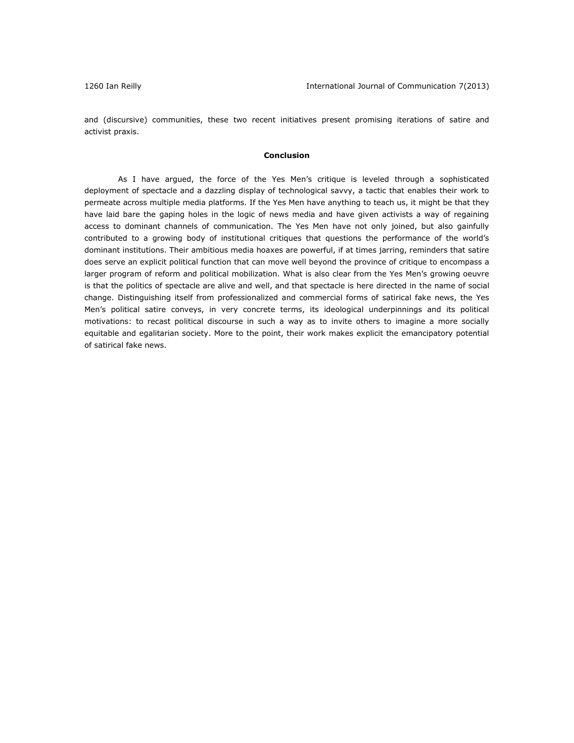and (discursive) communities, these two recent initiatives present promising iterations of satire and activist praxis.

## Conclusion

As I have argued, the force of the Yes Men's critique is leveled through a sophisticated deployment of spectacle and a dazzling display of technological savvy, a tactic that enables their work to permeate across multiple media platforms. If the Yes Men have anything to teach us, it might be that they have laid bare the gaping holes in the logic of news media and have given activists a way of regaining access to dominant channels of communication. The Yes Men have not only joined, but also gainfully contributed to a growing body of institutional critiques that questions the performance of the world's dominant institutions. Their ambitious media hoaxes are powerful, if at times jarring, reminders that satire does serve an explicit political function that can move well beyond the province of critique to encompass a larger program of reform and political mobilization. What is also clear from the Yes Men's growing oeuvre is that the politics of spectacle are alive and well, and that spectacle is here directed in the name of social change. Distinguishing itself from professionalized and commercial forms of satirical fake news, the Yes Men's political satire conveys, in very concrete terms, its ideological underpinnings and its political motivations: to recast political discourse in such a way as to invite others to imagine a more socially equitable and egalitarian society. More to the point, their work makes explicit the emancipatory potential of satirical fake news.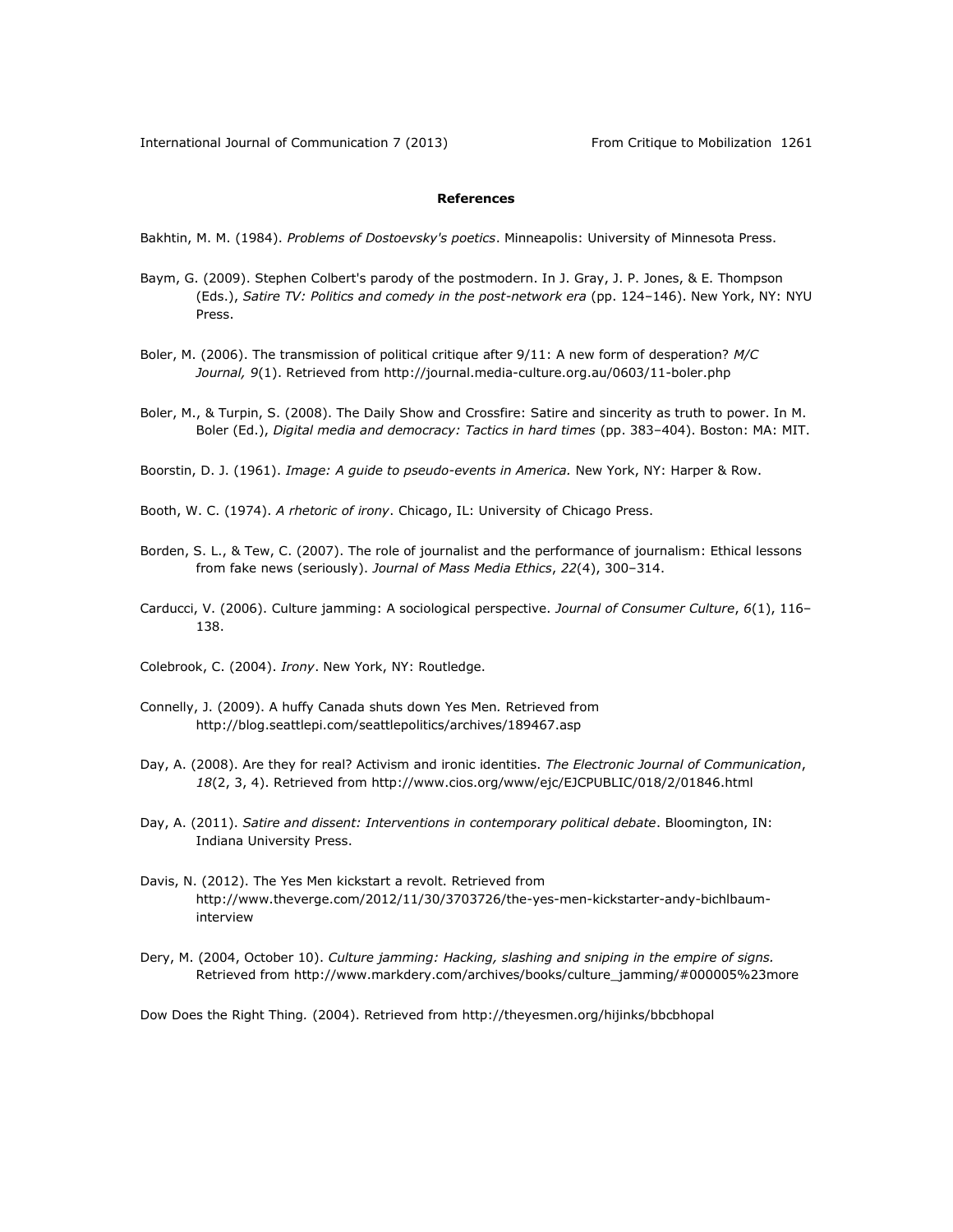**References**

Bakhtin, M. M. (1984). *Problems of Dostoevsky's poetics*. Minneapolis: University of Minnesota Press.

Baym, G. (2009). Stephen Colbert's parody of the postmodern. In J. Gray, J. P. Jones, & E. Thompson (Eds.), *Satire TV: Politics and comedy in the post-network era* (pp. 124–146). New York, NY: NYU Press.

Boler, M. (2006). The transmission of political critique after 9/11: A new form of desperation? *M/C Journal, 9*(1). Retrieved from http://journal.media-culture.org.au/0603/11-boler.php

Boler, M., & Turpin, S. (2008). The Daily Show and Crossfire: Satire and sincerity as truth to power. In M. Boler (Ed.), *Digital media and democracy: Tactics in hard times* (pp. 383–404). Boston: MA: MIT.

Boorstin, D. J. (1961). *Image: A guide to pseudo-events in America.* New York, NY: Harper & Row.

Booth, W. C. (1974). *A rhetoric of irony*. Chicago, IL: University of Chicago Press.

Borden, S. L., & Tew, C. (2007). The role of journalist and the performance of journalism: Ethical lessons from fake news (seriously). *Journal of Mass Media Ethics*, *22*(4), 300–314.

Carducci, V. (2006). Culture jamming: A sociological perspective. *Journal of Consumer Culture*, *6*(1), 116–138.

Colebrook, C. (2004). *Irony*. New York, NY: Routledge.

Connelly, J. (2009). A huffy Canada shuts down Yes Men*.* Retrieved from http://blog.seattlepi.com/seattlepolitics/archives/189467.asp

Day, A. (2008). Are they for real? Activism and ironic identities. *The Electronic Journal of Communication*, *18*(2, 3, 4). Retrieved from http://www.cios.org/www/ejc/EJCPUBLIC/018/2/01846.html

Day, A. (2011). *Satire and dissent: Interventions in contemporary political debate*. Bloomington, IN: Indiana University Press.

Davis, N. (2012). The Yes Men kickstart a revolt. Retrieved from http://www.theverge.com/2012/11/30/3703726/the-yes-men-kickstarter-andy-bichlbaum-interview

Dery, M. (2004, October 10). *Culture jamming: Hacking, slashing and sniping in the empire of signs.* Retrieved from http://www.markdery.com/archives/books/culture_jamming/#000005%23more

Dow Does the Right Thing*.* (2004). Retrieved from http://theyesmen.org/hijinks/bbcbhopal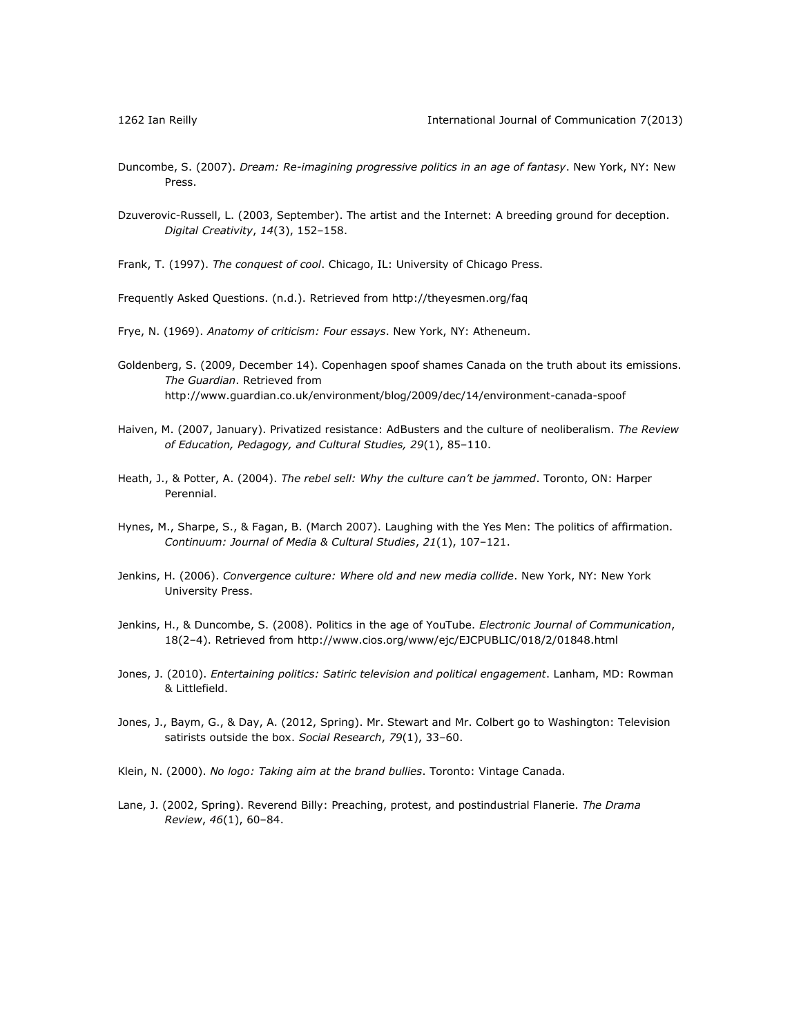Duncombe, S. (2007). *Dream: Re-imagining progressive politics in an age of fantasy*. New York, NY: New Press.

Dzuverovic-Russell, L. (2003, September). The artist and the Internet: A breeding ground for deception. *Digital Creativity*, *14*(3), 152–158.

Frank, T. (1997). *The conquest of cool*. Chicago, IL: University of Chicago Press.

Frequently Asked Questions. (n.d.). Retrieved from http://theyesmen.org/faq

Frye, N. (1969). *Anatomy of criticism: Four essays*. New York, NY: Atheneum.

Goldenberg, S. (2009, December 14). Copenhagen spoof shames Canada on the truth about its emissions. *The Guardian*. Retrieved from http://www.guardian.co.uk/environment/blog/2009/dec/14/environment-canada-spoof

Haiven, M. (2007, January). Privatized resistance: AdBusters and the culture of neoliberalism. *The Review of Education, Pedagogy, and Cultural Studies, 29*(1), 85–110.

Heath, J., & Potter, A. (2004). *The rebel sell: Why the culture can't be jammed*. Toronto, ON: Harper Perennial.

Hynes, M., Sharpe, S., & Fagan, B. (March 2007). Laughing with the Yes Men: The politics of affirmation. *Continuum: Journal of Media & Cultural Studies*, *21*(1), 107–121.

Jenkins, H. (2006). *Convergence culture: Where old and new media collide*. New York, NY: New York University Press.

Jenkins, H., & Duncombe, S. (2008). Politics in the age of YouTube. *Electronic Journal of Communication*, 18(2–4). Retrieved from http://www.cios.org/www/ejc/EJCPUBLIC/018/2/01848.html

Jones, J. (2010). *Entertaining politics: Satiric television and political engagement*. Lanham, MD: Rowman & Littlefield.

Jones, J., Baym, G., & Day, A. (2012, Spring). Mr. Stewart and Mr. Colbert go to Washington: Television satirists outside the box. *Social Research*, *79*(1), 33–60.

Klein, N. (2000). *No logo: Taking aim at the brand bullies*. Toronto: Vintage Canada.

Lane, J. (2002, Spring). Reverend Billy: Preaching, protest, and postindustrial Flanerie. *The Drama Review*, *46*(1), 60–84.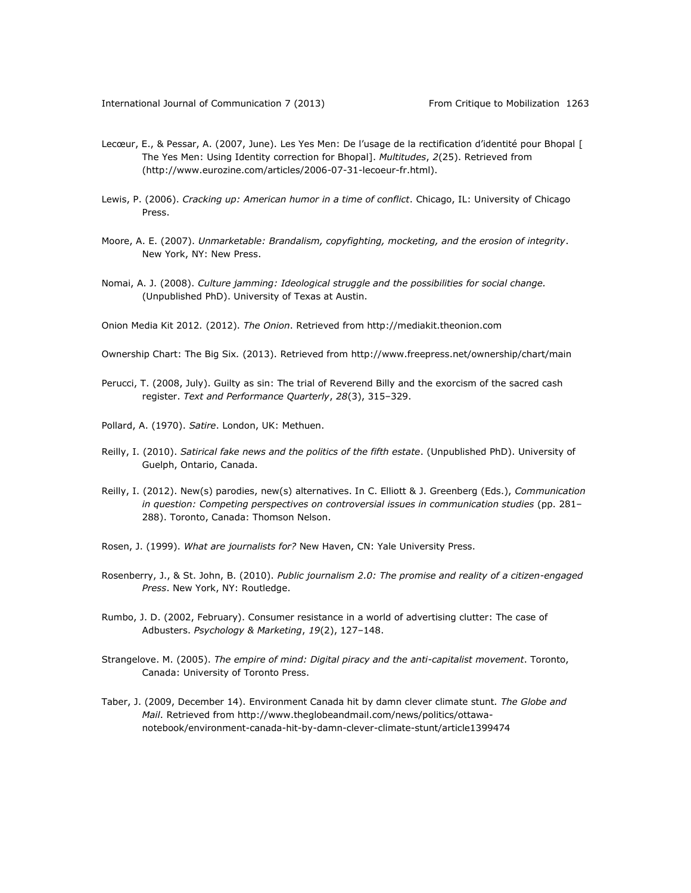Lecœur, E., & Pessar, A. (2007, June). Les Yes Men: De l'usage de la rectification d'identité pour Bhopal [ The Yes Men: Using Identity correction for Bhopal]. *Multitudes*, *2*(25). Retrieved from (http://www.eurozine.com/articles/2006-07-31-lecoeur-fr.html).

Lewis, P. (2006). *Cracking up: American humor in a time of conflict*. Chicago, IL: University of Chicago Press.

Moore, A. E. (2007). *Unmarketable: Brandalism, copyfighting, mocketing, and the erosion of integrity*. New York, NY: New Press.

Nomai, A. J. (2008). *Culture jamming: Ideological struggle and the possibilities for social change.* (Unpublished PhD). University of Texas at Austin.

Onion Media Kit 2012. (2012). *The Onion*. Retrieved from http://mediakit.theonion.com

Ownership Chart: The Big Six. (2013). Retrieved from http://www.freepress.net/ownership/chart/main

Perucci, T. (2008, July). Guilty as sin: The trial of Reverend Billy and the exorcism of the sacred cash register. *Text and Performance Quarterly*, *28*(3), 315–329.

Pollard, A. (1970). *Satire*. London, UK: Methuen.

Reilly, I. (2010). *Satirical fake news and the politics of the fifth estate*. (Unpublished PhD). University of Guelph, Ontario, Canada.

Reilly, I. (2012). New(s) parodies, new(s) alternatives. In C. Elliott & J. Greenberg (Eds.), *Communication in question: Competing perspectives on controversial issues in communication studies* (pp. 281–288). Toronto, Canada: Thomson Nelson.

Rosen, J. (1999). *What are journalists for?* New Haven, CN: Yale University Press.

Rosenberry, J., & St. John, B. (2010). *Public journalism 2.0: The promise and reality of a citizen-engaged Press*. New York, NY: Routledge.

Rumbo, J. D. (2002, February). Consumer resistance in a world of advertising clutter: The case of Adbusters. *Psychology & Marketing*, *19*(2), 127–148.

Strangelove. M. (2005). *The empire of mind: Digital piracy and the anti-capitalist movement*. Toronto, Canada: University of Toronto Press.

Taber, J. (2009, December 14). Environment Canada hit by damn clever climate stunt. *The Globe and Mail*. Retrieved from http://www.theglobeandmail.com/news/politics/ottawa-notebook/environment-canada-hit-by-damn-clever-climate-stunt/article1399474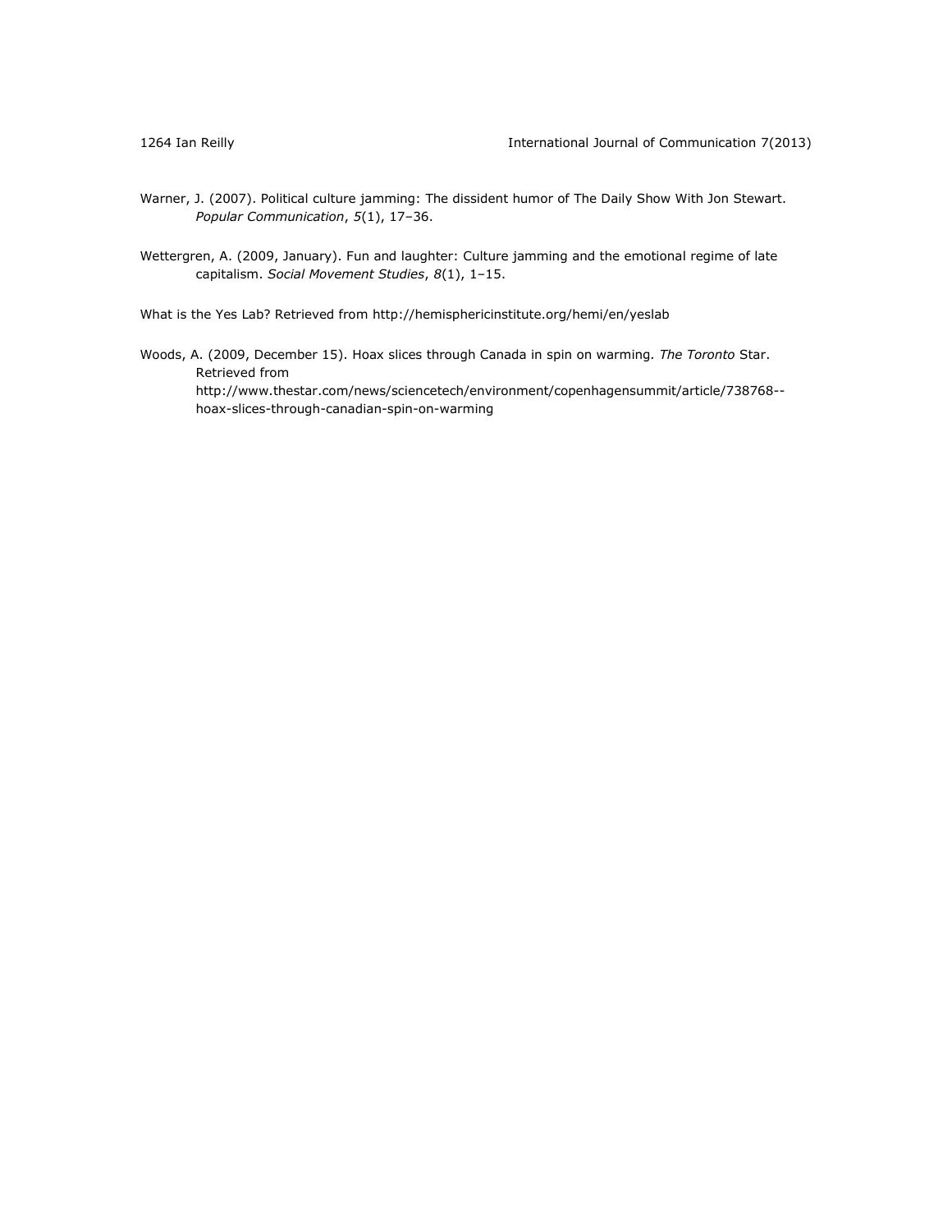Warner, J. (2007). Political culture jamming: The dissident humor of The Daily Show With Jon Stewart. *Popular Communication*, *5*(1), 17–36.

Wettergren, A. (2009, January). Fun and laughter: Culture jamming and the emotional regime of late capitalism. *Social Movement Studies*, *8*(1), 1–15.

What is the Yes Lab? Retrieved from http://hemisphericinstitute.org/hemi/en/yeslab

Woods, A. (2009, December 15). Hoax slices through Canada in spin on warming. *The Toronto* Star. Retrieved from http://www.thestar.com/news/sciencetech/environment/copenhagensummit/article/738768--hoax-slices-through-canadian-spin-on-warming